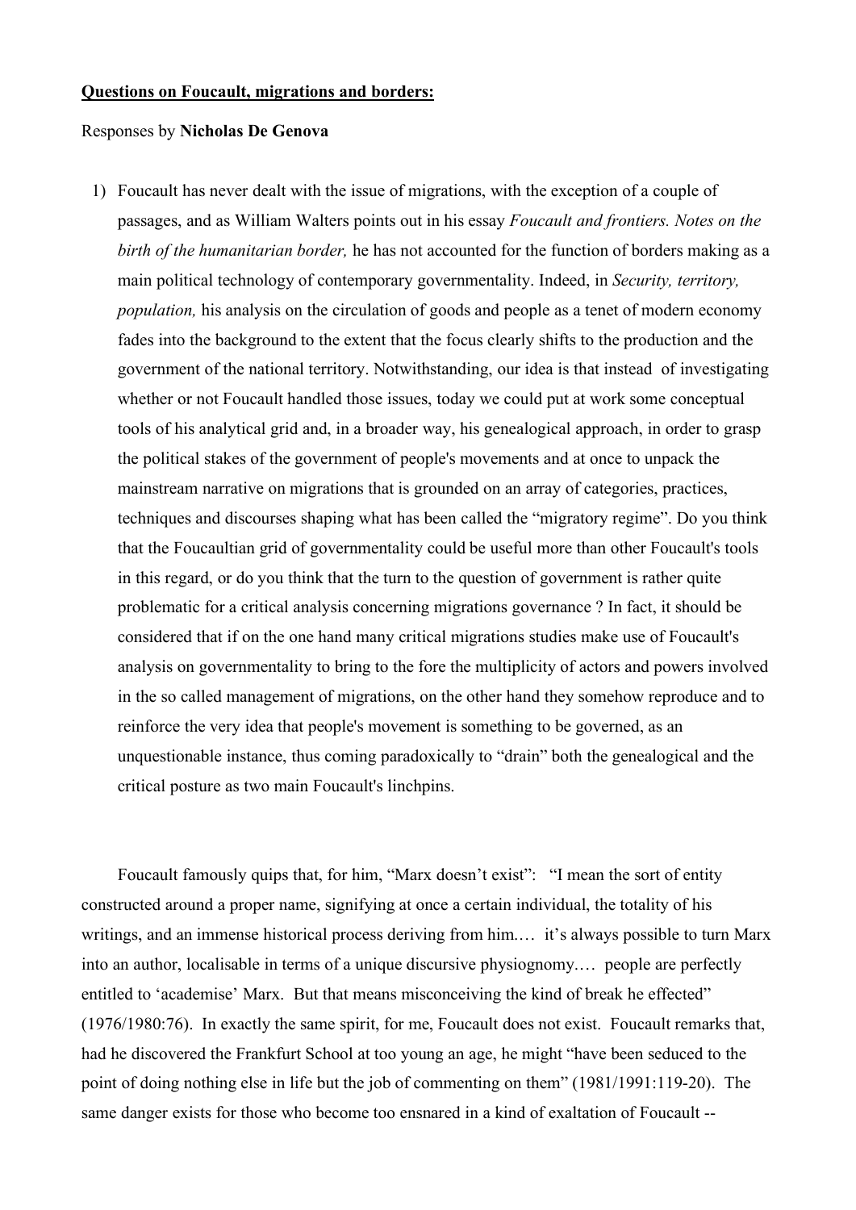**Questions on Foucault, migrations and borders:**

Responses by **Nicholas De Genova**

1) Foucault has never dealt with the issue of migrations, with the exception of a couple of passages, and as William Walters points out in his essay *Foucault and frontiers. Notes on the birth of the humanitarian border,* he has not accounted for the function of borders making as a main political technology of contemporary governmentality. Indeed, in *Security, territory, population,* his analysis on the circulation of goods and people as a tenet of modern economy fades into the background to the extent that the focus clearly shifts to the production and the government of the national territory. Notwithstanding, our idea is that instead of investigating whether or not Foucault handled those issues, today we could put at work some conceptual tools of his analytical grid and, in a broader way, his genealogical approach, in order to grasp the political stakes of the government of people's movements and at once to unpack the mainstream narrative on migrations that is grounded on an array of categories, practices, techniques and discourses shaping what has been called the "migratory regime". Do you think that the Foucaultian grid of governmentality could be useful more than other Foucault's tools in this regard, or do you think that the turn to the question of government is rather quite problematic for a critical analysis concerning migrations governance ? In fact, it should be considered that if on the one hand many critical migrations studies make use of Foucault's analysis on governmentality to bring to the fore the multiplicity of actors and powers involved in the so called management of migrations, on the other hand they somehow reproduce and to reinforce the very idea that people's movement is something to be governed, as an unquestionable instance, thus coming paradoxically to "drain" both the genealogical and the critical posture as two main Foucault's linchpins.

Foucault famously quips that, for him, "Marx doesn't exist": "I mean the sort of entity constructed around a proper name, signifying at once a certain individual, the totality of his writings, and an immense historical process deriving from him.… it's always possible to turn Marx into an author, localisable in terms of a unique discursive physiognomy.… people are perfectly entitled to 'academise' Marx. But that means misconceiving the kind of break he effected" (1976/1980:76). In exactly the same spirit, for me, Foucault does not exist. Foucault remarks that, had he discovered the Frankfurt School at too young an age, he might "have been seduced to the point of doing nothing else in life but the job of commenting on them" (1981/1991:119-20). The same danger exists for those who become too ensnared in a kind of exaltation of Foucault --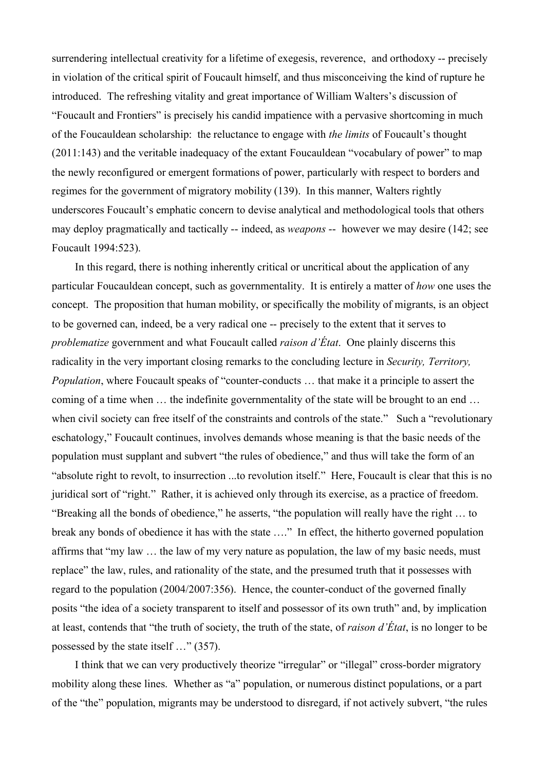surrendering intellectual creativity for a lifetime of exegesis, reverence, and orthodoxy -- precisely in violation of the critical spirit of Foucault himself, and thus misconceiving the kind of rupture he introduced. The refreshing vitality and great importance of William Walters's discussion of "Foucault and Frontiers" is precisely his candid impatience with a pervasive shortcoming in much of the Foucauldean scholarship: the reluctance to engage with *the limits* of Foucault's thought (2011:143) and the veritable inadequacy of the extant Foucauldean "vocabulary of power" to map the newly reconfigured or emergent formations of power, particularly with respect to borders and regimes for the government of migratory mobility (139). In this manner, Walters rightly underscores Foucault's emphatic concern to devise analytical and methodological tools that others may deploy pragmatically and tactically -- indeed, as *weapons* -- however we may desire (142; see Foucault 1994:523).

In this regard, there is nothing inherently critical or uncritical about the application of any particular Foucauldean concept, such as governmentality. It is entirely a matter of *how* one uses the concept. The proposition that human mobility, or specifically the mobility of migrants, is an object to be governed can, indeed, be a very radical one -- precisely to the extent that it serves to *problematize* government and what Foucault called *raison d'État*. One plainly discerns this radicality in the very important closing remarks to the concluding lecture in *Security, Territory, Population*, where Foucault speaks of "counter-conducts … that make it a principle to assert the coming of a time when … the indefinite governmentality of the state will be brought to an end … when civil society can free itself of the constraints and controls of the state." Such a "revolutionary eschatology," Foucault continues, involves demands whose meaning is that the basic needs of the population must supplant and subvert "the rules of obedience," and thus will take the form of an "absolute right to revolt, to insurrection ...to revolution itself." Here, Foucault is clear that this is no juridical sort of "right." Rather, it is achieved only through its exercise, as a practice of freedom. "Breaking all the bonds of obedience," he asserts, "the population will really have the right … to break any bonds of obedience it has with the state …." In effect, the hitherto governed population affirms that "my law … the law of my very nature as population, the law of my basic needs, must replace" the law, rules, and rationality of the state, and the presumed truth that it possesses with regard to the population (2004/2007:356). Hence, the counter-conduct of the governed finally posits "the idea of a society transparent to itself and possessor of its own truth" and, by implication at least, contends that "the truth of society, the truth of the state, of *raison d'État*, is no longer to be possessed by the state itself …" (357).

I think that we can very productively theorize "irregular" or "illegal" cross-border migratory mobility along these lines. Whether as "a" population, or numerous distinct populations, or a part of the "the" population, migrants may be understood to disregard, if not actively subvert, "the rules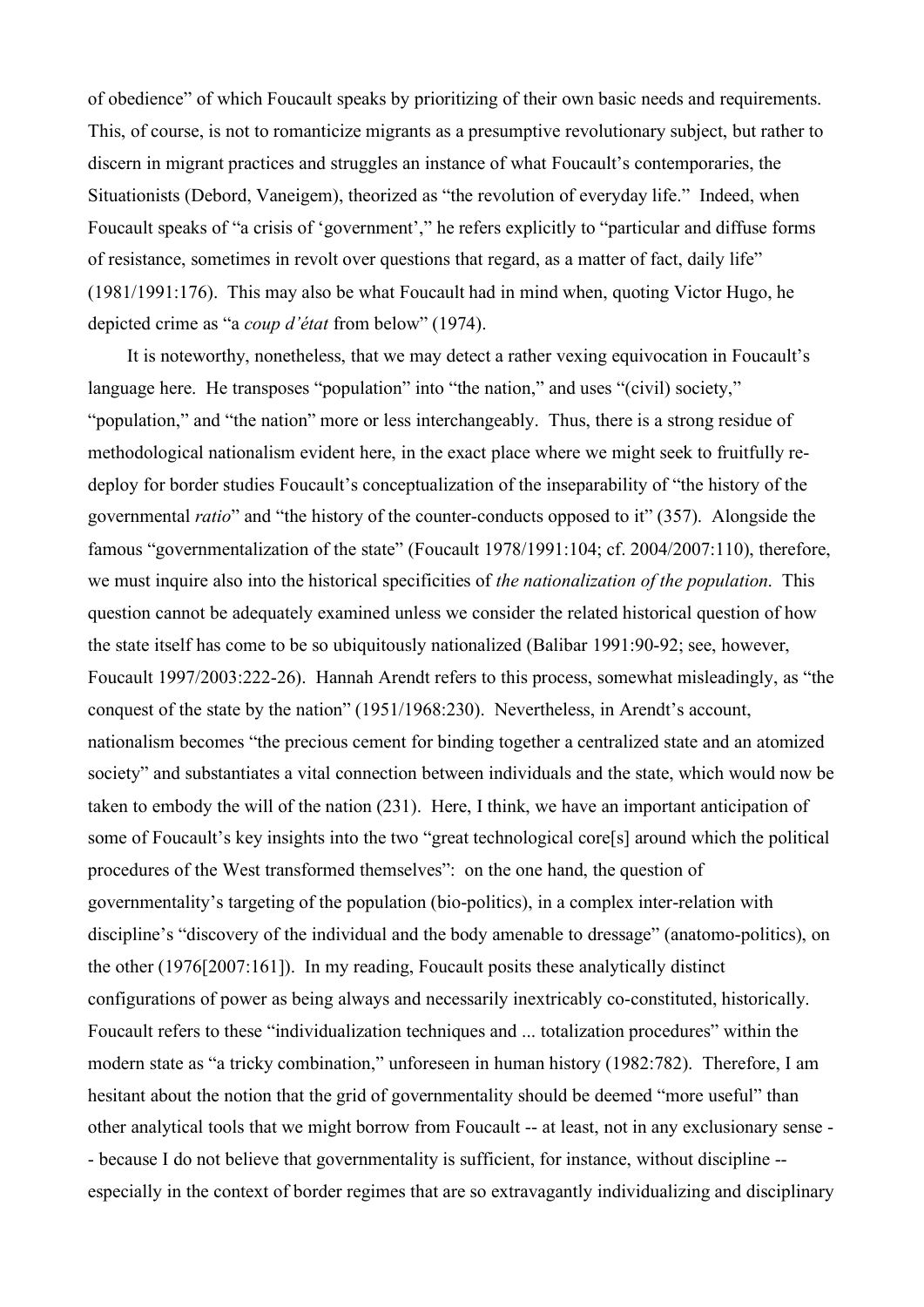of obedience" of which Foucault speaks by prioritizing of their own basic needs and requirements. This, of course, is not to romanticize migrants as a presumptive revolutionary subject, but rather to discern in migrant practices and struggles an instance of what Foucault's contemporaries, the Situationists (Debord, Vaneigem), theorized as "the revolution of everyday life." Indeed, when Foucault speaks of "a crisis of 'government'," he refers explicitly to "particular and diffuse forms of resistance, sometimes in revolt over questions that regard, as a matter of fact, daily life" (1981/1991:176). This may also be what Foucault had in mind when, quoting Victor Hugo, he depicted crime as "a *coup d'état* from below" (1974).

It is noteworthy, nonetheless, that we may detect a rather vexing equivocation in Foucault's language here. He transposes "population" into "the nation," and uses "(civil) society," "population," and "the nation" more or less interchangeably. Thus, there is a strong residue of methodological nationalism evident here, in the exact place where we might seek to fruitfully re-deploy for border studies Foucault's conceptualization of the inseparability of "the history of the governmental *ratio*" and "the history of the counter-conducts opposed to it" (357). Alongside the famous "governmentalization of the state" (Foucault 1978/1991:104; cf. 2004/2007:110), therefore, we must inquire also into the historical specificities of *the nationalization of the population*. This question cannot be adequately examined unless we consider the related historical question of how the state itself has come to be so ubiquitously nationalized (Balibar 1991:90-92; see, however, Foucault 1997/2003:222-26). Hannah Arendt refers to this process, somewhat misleadingly, as "the conquest of the state by the nation" (1951/1968:230). Nevertheless, in Arendt's account, nationalism becomes "the precious cement for binding together a centralized state and an atomized society" and substantiates a vital connection between individuals and the state, which would now be taken to embody the will of the nation (231). Here, I think, we have an important anticipation of some of Foucault's key insights into the two "great technological core[s] around which the political procedures of the West transformed themselves": on the one hand, the question of governmentality's targeting of the population (bio-politics), in a complex inter-relation with discipline's "discovery of the individual and the body amenable to dressage" (anatomo-politics), on the other (1976[2007:161]). In my reading, Foucault posits these analytically distinct configurations of power as being always and necessarily inextricably co-constituted, historically. Foucault refers to these "individualization techniques and ... totalization procedures" within the modern state as "a tricky combination," unforeseen in human history (1982:782). Therefore, I am hesitant about the notion that the grid of governmentality should be deemed "more useful" than other analytical tools that we might borrow from Foucault -- at least, not in any exclusionary sense -- because I do not believe that governmentality is sufficient, for instance, without discipline -- especially in the context of border regimes that are so extravagantly individualizing and disciplinary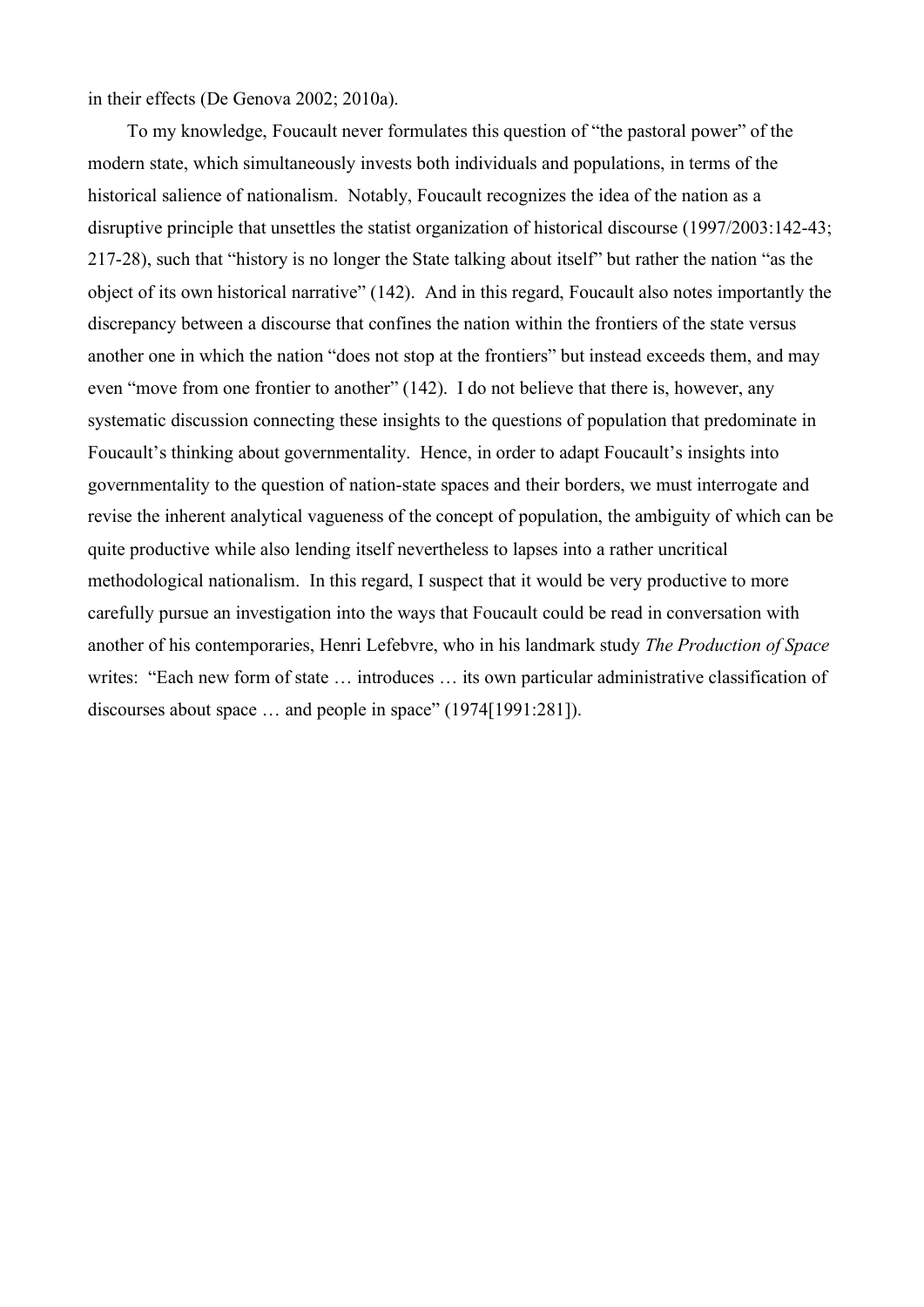in their effects (De Genova 2002; 2010a).

To my knowledge, Foucault never formulates this question of "the pastoral power" of the modern state, which simultaneously invests both individuals and populations, in terms of the historical salience of nationalism. Notably, Foucault recognizes the idea of the nation as a disruptive principle that unsettles the statist organization of historical discourse (1997/2003:142-43; 217-28), such that "history is no longer the State talking about itself" but rather the nation "as the object of its own historical narrative" (142). And in this regard, Foucault also notes importantly the discrepancy between a discourse that confines the nation within the frontiers of the state versus another one in which the nation "does not stop at the frontiers" but instead exceeds them, and may even "move from one frontier to another" (142). I do not believe that there is, however, any systematic discussion connecting these insights to the questions of population that predominate in Foucault's thinking about governmentality. Hence, in order to adapt Foucault's insights into governmentality to the question of nation-state spaces and their borders, we must interrogate and revise the inherent analytical vagueness of the concept of population, the ambiguity of which can be quite productive while also lending itself nevertheless to lapses into a rather uncritical methodological nationalism. In this regard, I suspect that it would be very productive to more carefully pursue an investigation into the ways that Foucault could be read in conversation with another of his contemporaries, Henri Lefebvre, who in his landmark study *The Production of Space* writes: "Each new form of state … introduces … its own particular administrative classification of discourses about space … and people in space" (1974[1991:281]).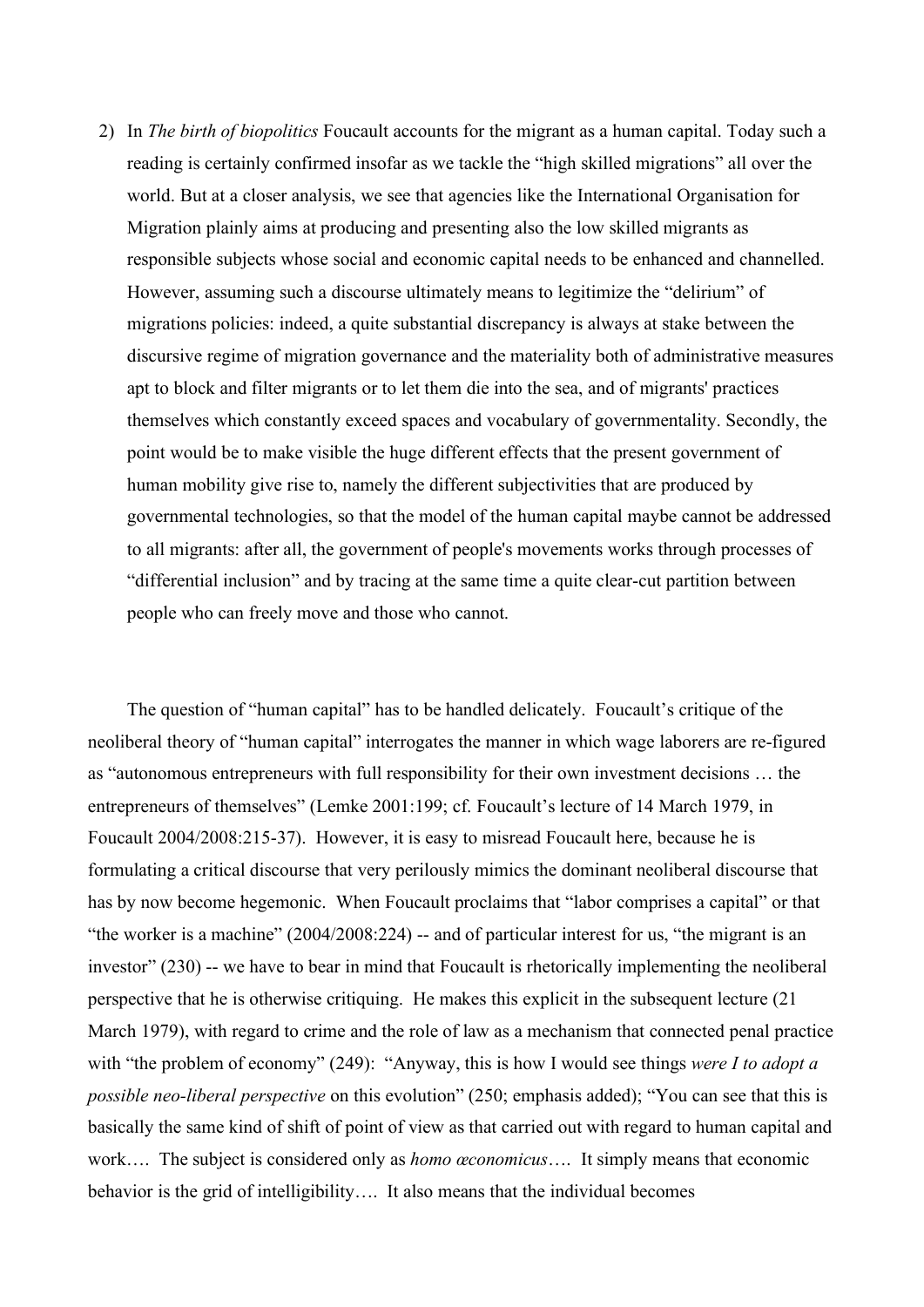2) In *The birth of biopolitics* Foucault accounts for the migrant as a human capital. Today such a reading is certainly confirmed insofar as we tackle the "high skilled migrations" all over the world. But at a closer analysis, we see that agencies like the International Organisation for Migration plainly aims at producing and presenting also the low skilled migrants as responsible subjects whose social and economic capital needs to be enhanced and channelled. However, assuming such a discourse ultimately means to legitimize the "delirium" of migrations policies: indeed, a quite substantial discrepancy is always at stake between the discursive regime of migration governance and the materiality both of administrative measures apt to block and filter migrants or to let them die into the sea, and of migrants' practices themselves which constantly exceed spaces and vocabulary of governmentality. Secondly, the point would be to make visible the huge different effects that the present government of human mobility give rise to, namely the different subjectivities that are produced by governmental technologies, so that the model of the human capital maybe cannot be addressed to all migrants: after all, the government of people's movements works through processes of "differential inclusion" and by tracing at the same time a quite clear-cut partition between people who can freely move and those who cannot.

The question of "human capital" has to be handled delicately. Foucault's critique of the neoliberal theory of "human capital" interrogates the manner in which wage laborers are re-figured as "autonomous entrepreneurs with full responsibility for their own investment decisions … the entrepreneurs of themselves" (Lemke 2001:199; cf. Foucault's lecture of 14 March 1979, in Foucault 2004/2008:215-37). However, it is easy to misread Foucault here, because he is formulating a critical discourse that very perilously mimics the dominant neoliberal discourse that has by now become hegemonic. When Foucault proclaims that "labor comprises a capital" or that "the worker is a machine" (2004/2008:224) -- and of particular interest for us, "the migrant is an investor" (230) -- we have to bear in mind that Foucault is rhetorically implementing the neoliberal perspective that he is otherwise critiquing. He makes this explicit in the subsequent lecture (21 March 1979), with regard to crime and the role of law as a mechanism that connected penal practice with "the problem of economy" (249): "Anyway, this is how I would see things *were I to adopt a possible neo-liberal perspective* on this evolution" (250; emphasis added); "You can see that this is basically the same kind of shift of point of view as that carried out with regard to human capital and work…. The subject is considered only as *homo œconomicus*…. It simply means that economic behavior is the grid of intelligibility…. It also means that the individual becomes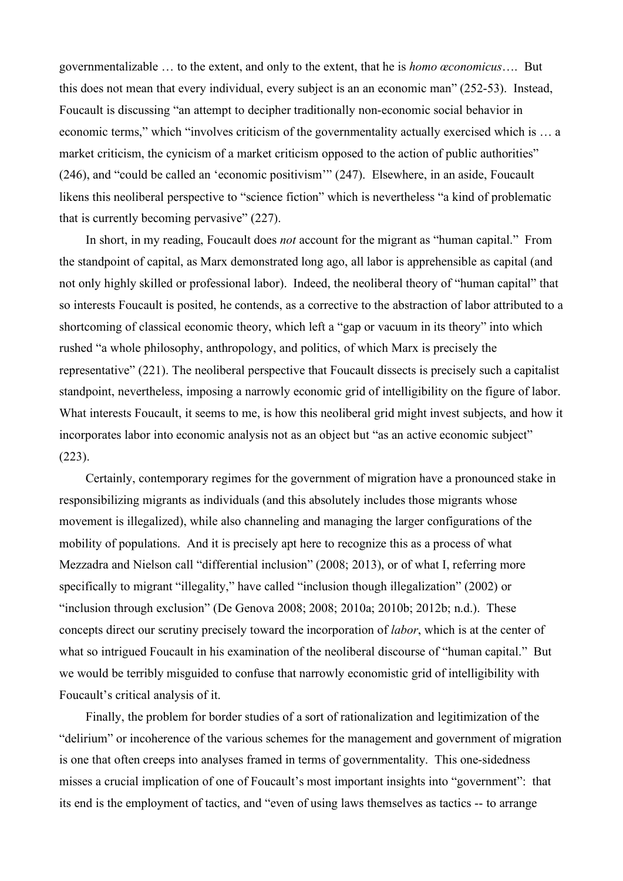governmentalizable … to the extent, and only to the extent, that he is *homo œconomicus*…. But this does not mean that every individual, every subject is an an economic man" (252-53). Instead, Foucault is discussing "an attempt to decipher traditionally non-economic social behavior in economic terms," which "involves criticism of the governmentality actually exercised which is … a market criticism, the cynicism of a market criticism opposed to the action of public authorities" (246), and "could be called an 'economic positivism'" (247). Elsewhere, in an aside, Foucault likens this neoliberal perspective to "science fiction" which is nevertheless "a kind of problematic that is currently becoming pervasive" (227).

In short, in my reading, Foucault does *not* account for the migrant as "human capital." From the standpoint of capital, as Marx demonstrated long ago, all labor is apprehensible as capital (and not only highly skilled or professional labor). Indeed, the neoliberal theory of "human capital" that so interests Foucault is posited, he contends, as a corrective to the abstraction of labor attributed to a shortcoming of classical economic theory, which left a "gap or vacuum in its theory" into which rushed "a whole philosophy, anthropology, and politics, of which Marx is precisely the representative" (221). The neoliberal perspective that Foucault dissects is precisely such a capitalist standpoint, nevertheless, imposing a narrowly economic grid of intelligibility on the figure of labor. What interests Foucault, it seems to me, is how this neoliberal grid might invest subjects, and how it incorporates labor into economic analysis not as an object but "as an active economic subject" (223).

Certainly, contemporary regimes for the government of migration have a pronounced stake in responsibilizing migrants as individuals (and this absolutely includes those migrants whose movement is illegalized), while also channeling and managing the larger configurations of the mobility of populations. And it is precisely apt here to recognize this as a process of what Mezzadra and Nielson call "differential inclusion" (2008; 2013), or of what I, referring more specifically to migrant "illegality," have called "inclusion though illegalization" (2002) or "inclusion through exclusion" (De Genova 2008; 2008; 2010a; 2010b; 2012b; n.d.). These concepts direct our scrutiny precisely toward the incorporation of *labor*, which is at the center of what so intrigued Foucault in his examination of the neoliberal discourse of "human capital." But we would be terribly misguided to confuse that narrowly economistic grid of intelligibility with Foucault's critical analysis of it.

Finally, the problem for border studies of a sort of rationalization and legitimization of the "delirium" or incoherence of the various schemes for the management and government of migration is one that often creeps into analyses framed in terms of governmentality. This one-sidedness misses a crucial implication of one of Foucault's most important insights into "government": that its end is the employment of tactics, and "even of using laws themselves as tactics -- to arrange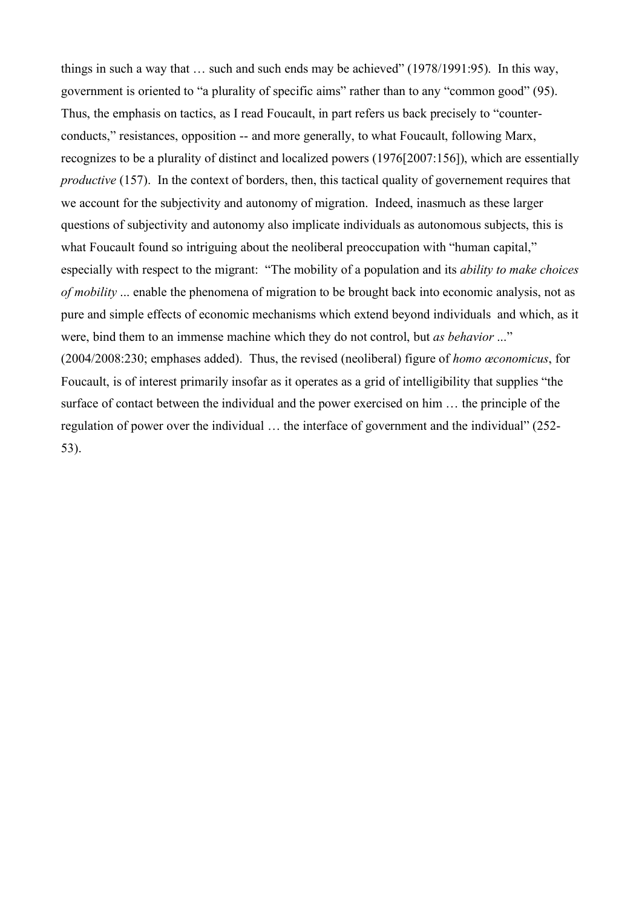things in such a way that … such and such ends may be achieved" (1978/1991:95). In this way, government is oriented to "a plurality of specific aims" rather than to any "common good" (95). Thus, the emphasis on tactics, as I read Foucault, in part refers us back precisely to "counter-conducts," resistances, opposition -- and more generally, to what Foucault, following Marx, recognizes to be a plurality of distinct and localized powers (1976[2007:156]), which are essentially *productive* (157). In the context of borders, then, this tactical quality of governement requires that we account for the subjectivity and autonomy of migration. Indeed, inasmuch as these larger questions of subjectivity and autonomy also implicate individuals as autonomous subjects, this is what Foucault found so intriguing about the neoliberal preoccupation with "human capital," especially with respect to the migrant: "The mobility of a population and its *ability to make choices of mobility* ... enable the phenomena of migration to be brought back into economic analysis, not as pure and simple effects of economic mechanisms which extend beyond individuals and which, as it were, bind them to an immense machine which they do not control, but *as behavior* ..." (2004/2008:230; emphases added). Thus, the revised (neoliberal) figure of *homo œconomicus*, for Foucault, is of interest primarily insofar as it operates as a grid of intelligibility that supplies "the surface of contact between the individual and the power exercised on him … the principle of the regulation of power over the individual … the interface of government and the individual" (252-53).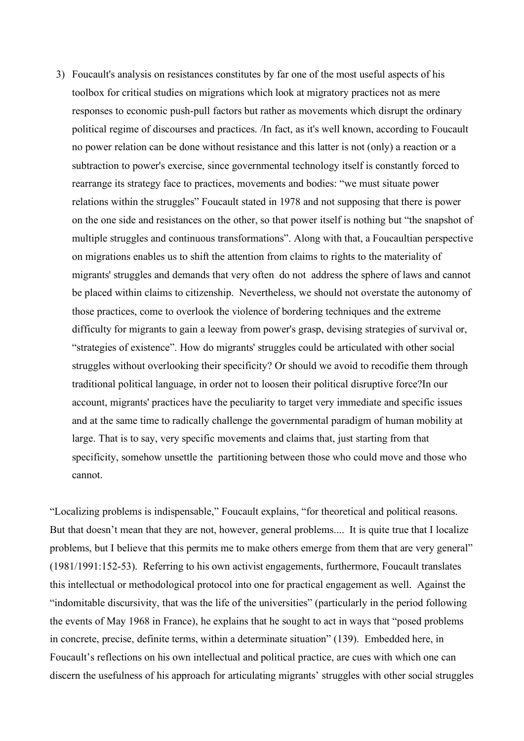3) Foucault's analysis on resistances constitutes by far one of the most useful aspects of his toolbox for critical studies on migrations which look at migratory practices not as mere responses to economic push-pull factors but rather as movements which disrupt the ordinary political regime of discourses and practices. /In fact, as it's well known, according to Foucault no power relation can be done without resistance and this latter is not (only) a reaction or a subtraction to power's exercise, since governmental technology itself is constantly forced to rearrange its strategy face to practices, movements and bodies: "we must situate power relations within the struggles" Foucault stated in 1978 and not supposing that there is power on the one side and resistances on the other, so that power itself is nothing but "the snapshot of multiple struggles and continuous transformations". Along with that, a Foucaultian perspective on migrations enables us to shift the attention from claims to rights to the materiality of migrants' struggles and demands that very often do not address the sphere of laws and cannot be placed within claims to citizenship. Nevertheless, we should not overstate the autonomy of those practices, come to overlook the violence of bordering techniques and the extreme difficulty for migrants to gain a leeway from power's grasp, devising strategies of survival or, "strategies of existence". How do migrants' struggles could be articulated with other social struggles without overlooking their specificity? Or should we avoid to recodifie them through traditional political language, in order not to loosen their political disruptive force?In our account, migrants' practices have the peculiarity to target very immediate and specific issues and at the same time to radically challenge the governmental paradigm of human mobility at large. That is to say, very specific movements and claims that, just starting from that specificity, somehow unsettle the partitioning between those who could move and those who cannot.

"Localizing problems is indispensable," Foucault explains, "for theoretical and political reasons. But that doesn't mean that they are not, however, general problems.... It is quite true that I localize problems, but I believe that this permits me to make others emerge from them that are very general" (1981/1991:152-53). Referring to his own activist engagements, furthermore, Foucault translates this intellectual or methodological protocol into one for practical engagement as well. Against the "indomitable discursivity, that was the life of the universities" (particularly in the period following the events of May 1968 in France), he explains that he sought to act in ways that "posed problems in concrete, precise, definite terms, within a determinate situation" (139). Embedded here, in Foucault's reflections on his own intellectual and political practice, are cues with which one can discern the usefulness of his approach for articulating migrants' struggles with other social struggles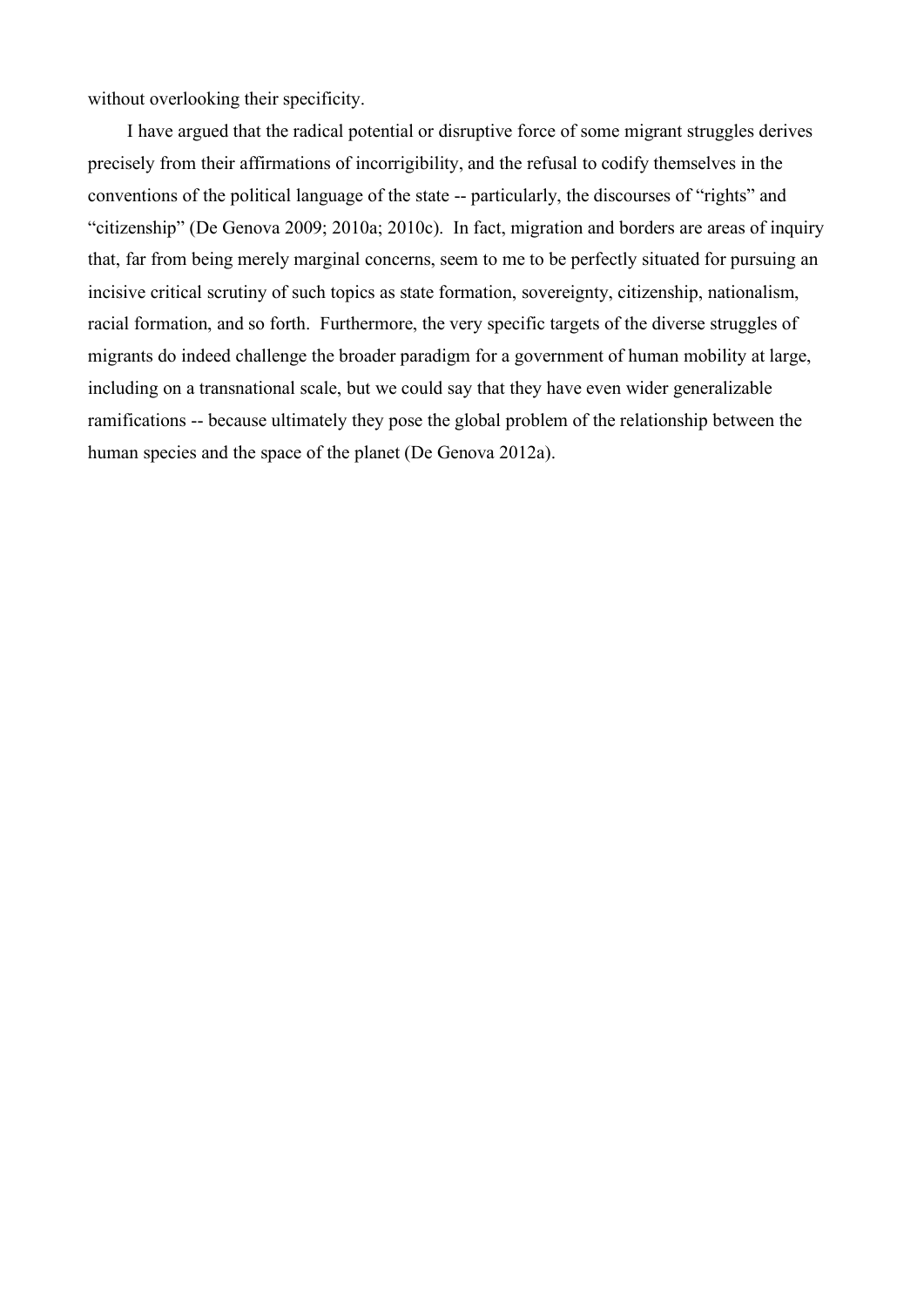without overlooking their specificity.

I have argued that the radical potential or disruptive force of some migrant struggles derives precisely from their affirmations of incorrigibility, and the refusal to codify themselves in the conventions of the political language of the state -- particularly, the discourses of "rights" and "citizenship" (De Genova 2009; 2010a; 2010c). In fact, migration and borders are areas of inquiry that, far from being merely marginal concerns, seem to me to be perfectly situated for pursuing an incisive critical scrutiny of such topics as state formation, sovereignty, citizenship, nationalism, racial formation, and so forth. Furthermore, the very specific targets of the diverse struggles of migrants do indeed challenge the broader paradigm for a government of human mobility at large, including on a transnational scale, but we could say that they have even wider generalizable ramifications -- because ultimately they pose the global problem of the relationship between the human species and the space of the planet (De Genova 2012a).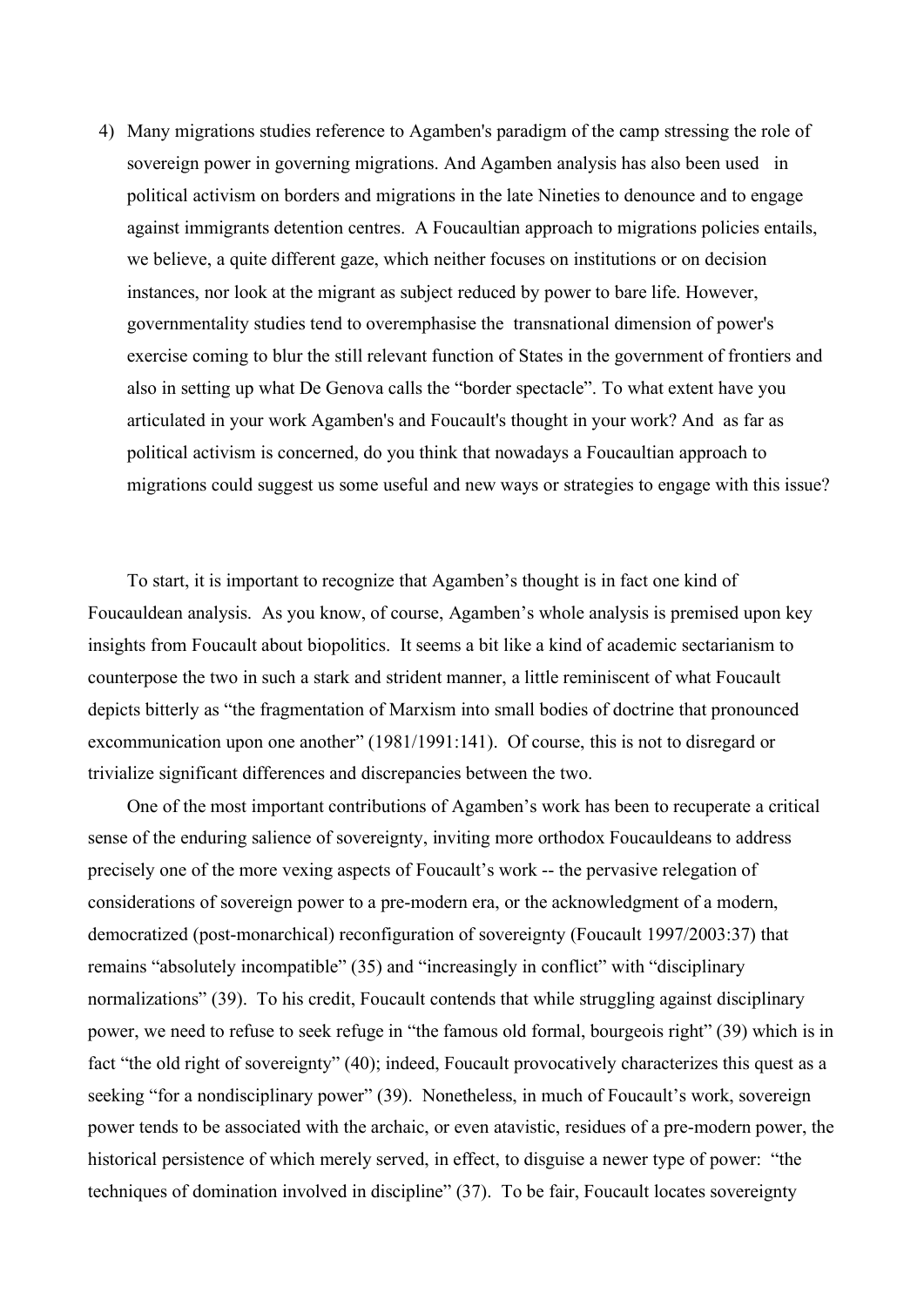4) Many migrations studies reference to Agamben's paradigm of the camp stressing the role of sovereign power in governing migrations. And Agamben analysis has also been used in political activism on borders and migrations in the late Nineties to denounce and to engage against immigrants detention centres. A Foucaultian approach to migrations policies entails, we believe, a quite different gaze, which neither focuses on institutions or on decision instances, nor look at the migrant as subject reduced by power to bare life. However, governmentality studies tend to overemphasise the transnational dimension of power's exercise coming to blur the still relevant function of States in the government of frontiers and also in setting up what De Genova calls the "border spectacle". To what extent have you articulated in your work Agamben's and Foucault's thought in your work? And as far as political activism is concerned, do you think that nowadays a Foucaultian approach to migrations could suggest us some useful and new ways or strategies to engage with this issue?

To start, it is important to recognize that Agamben's thought is in fact one kind of Foucauldean analysis. As you know, of course, Agamben's whole analysis is premised upon key insights from Foucault about biopolitics. It seems a bit like a kind of academic sectarianism to counterpose the two in such a stark and strident manner, a little reminiscent of what Foucault depicts bitterly as "the fragmentation of Marxism into small bodies of doctrine that pronounced excommunication upon one another" (1981/1991:141). Of course, this is not to disregard or trivialize significant differences and discrepancies between the two.

One of the most important contributions of Agamben's work has been to recuperate a critical sense of the enduring salience of sovereignty, inviting more orthodox Foucauldeans to address precisely one of the more vexing aspects of Foucault's work -- the pervasive relegation of considerations of sovereign power to a pre-modern era, or the acknowledgment of a modern, democratized (post-monarchical) reconfiguration of sovereignty (Foucault 1997/2003:37) that remains "absolutely incompatible" (35) and "increasingly in conflict" with "disciplinary normalizations" (39). To his credit, Foucault contends that while struggling against disciplinary power, we need to refuse to seek refuge in "the famous old formal, bourgeois right" (39) which is in fact "the old right of sovereignty" (40); indeed, Foucault provocatively characterizes this quest as a seeking "for a nondisciplinary power" (39). Nonetheless, in much of Foucault's work, sovereign power tends to be associated with the archaic, or even atavistic, residues of a pre-modern power, the historical persistence of which merely served, in effect, to disguise a newer type of power: "the techniques of domination involved in discipline" (37). To be fair, Foucault locates sovereignty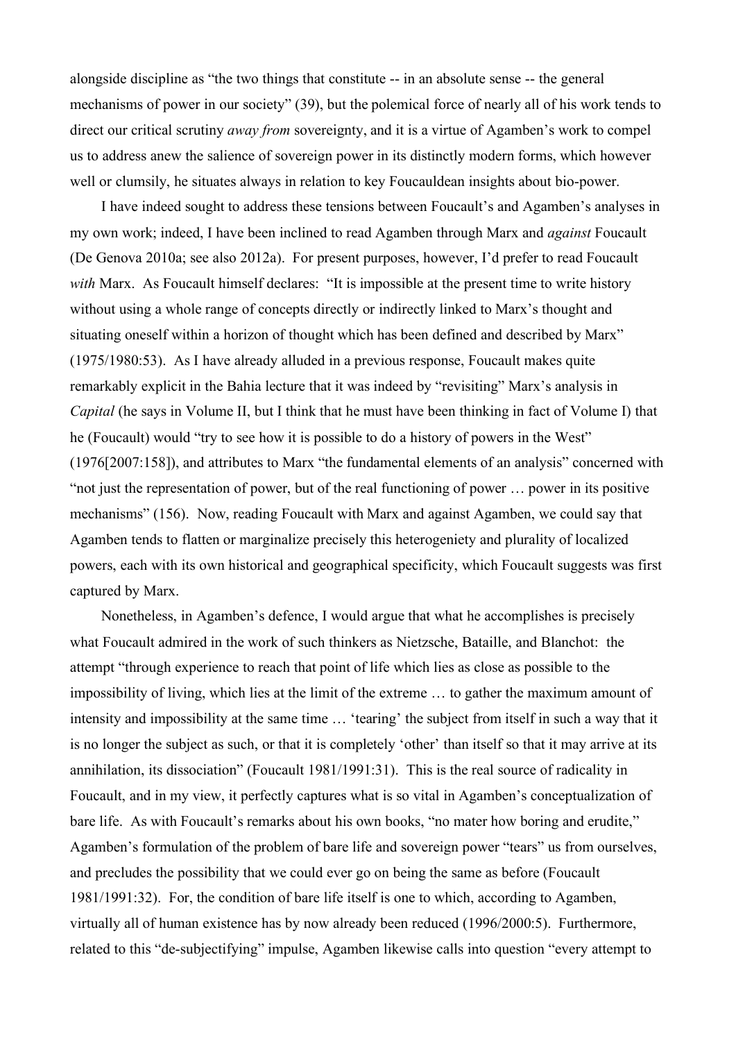alongside discipline as "the two things that constitute -- in an absolute sense -- the general mechanisms of power in our society" (39), but the polemical force of nearly all of his work tends to direct our critical scrutiny *away from* sovereignty, and it is a virtue of Agamben's work to compel us to address anew the salience of sovereign power in its distinctly modern forms, which however well or clumsily, he situates always in relation to key Foucauldean insights about bio-power.

I have indeed sought to address these tensions between Foucault's and Agamben's analyses in my own work; indeed, I have been inclined to read Agamben through Marx and *against* Foucault (De Genova 2010a; see also 2012a). For present purposes, however, I'd prefer to read Foucault *with* Marx. As Foucault himself declares: "It is impossible at the present time to write history without using a whole range of concepts directly or indirectly linked to Marx's thought and situating oneself within a horizon of thought which has been defined and described by Marx" (1975/1980:53). As I have already alluded in a previous response, Foucault makes quite remarkably explicit in the Bahia lecture that it was indeed by "revisiting" Marx's analysis in *Capital* (he says in Volume II, but I think that he must have been thinking in fact of Volume I) that he (Foucault) would "try to see how it is possible to do a history of powers in the West" (1976[2007:158]), and attributes to Marx "the fundamental elements of an analysis" concerned with "not just the representation of power, but of the real functioning of power … power in its positive mechanisms" (156). Now, reading Foucault with Marx and against Agamben, we could say that Agamben tends to flatten or marginalize precisely this heterogeniety and plurality of localized powers, each with its own historical and geographical specificity, which Foucault suggests was first captured by Marx.

Nonetheless, in Agamben's defence, I would argue that what he accomplishes is precisely what Foucault admired in the work of such thinkers as Nietzsche, Bataille, and Blanchot: the attempt "through experience to reach that point of life which lies as close as possible to the impossibility of living, which lies at the limit of the extreme … to gather the maximum amount of intensity and impossibility at the same time … 'tearing' the subject from itself in such a way that it is no longer the subject as such, or that it is completely 'other' than itself so that it may arrive at its annihilation, its dissociation" (Foucault 1981/1991:31). This is the real source of radicality in Foucault, and in my view, it perfectly captures what is so vital in Agamben's conceptualization of bare life. As with Foucault's remarks about his own books, "no mater how boring and erudite," Agamben's formulation of the problem of bare life and sovereign power "tears" us from ourselves, and precludes the possibility that we could ever go on being the same as before (Foucault 1981/1991:32). For, the condition of bare life itself is one to which, according to Agamben, virtually all of human existence has by now already been reduced (1996/2000:5). Furthermore, related to this "de-subjectifying" impulse, Agamben likewise calls into question "every attempt to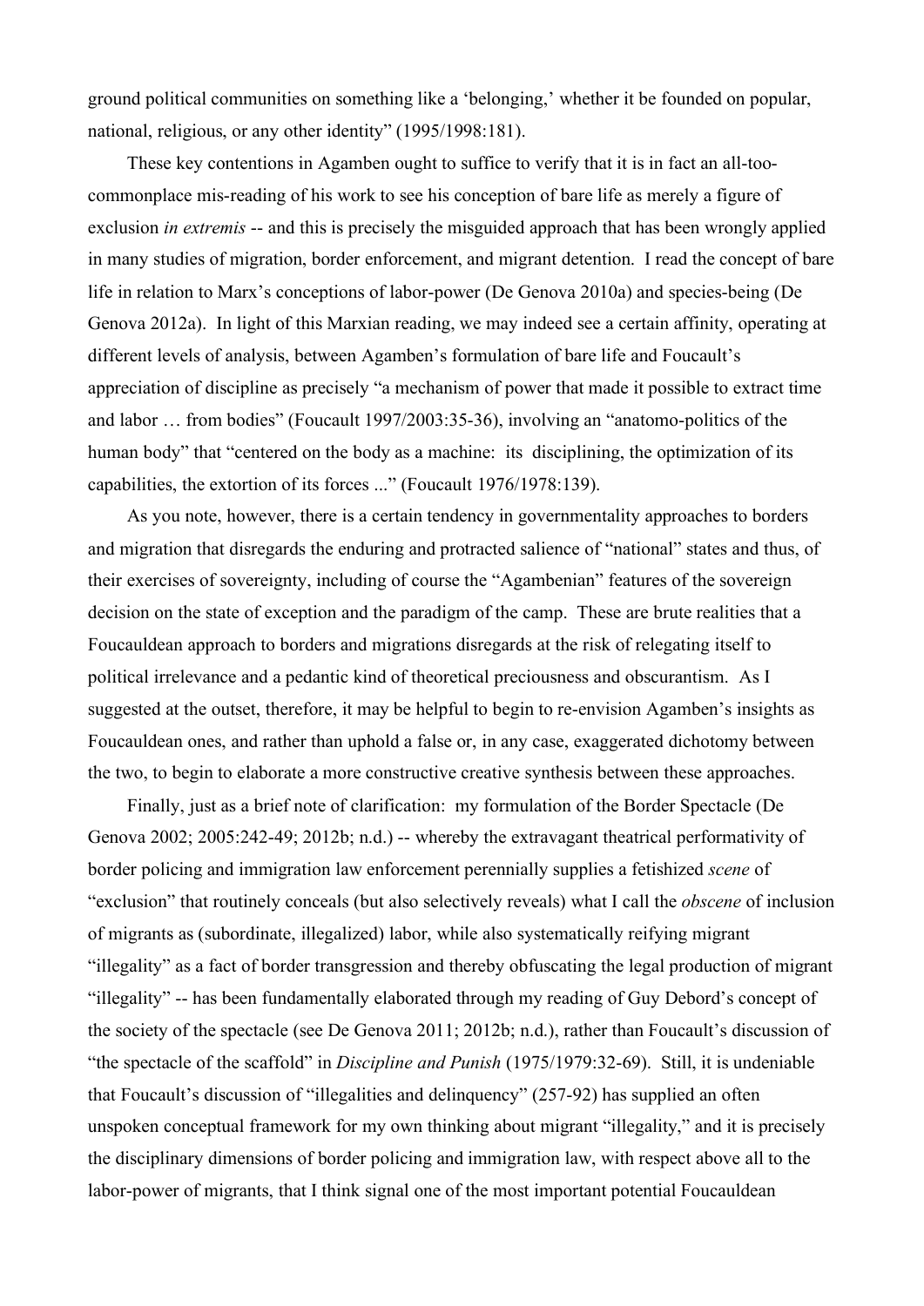ground political communities on something like a 'belonging,' whether it be founded on popular, national, religious, or any other identity" (1995/1998:181).

These key contentions in Agamben ought to suffice to verify that it is in fact an all-too-commonplace mis-reading of his work to see his conception of bare life as merely a figure of exclusion *in extremis* -- and this is precisely the misguided approach that has been wrongly applied in many studies of migration, border enforcement, and migrant detention. I read the concept of bare life in relation to Marx's conceptions of labor-power (De Genova 2010a) and species-being (De Genova 2012a). In light of this Marxian reading, we may indeed see a certain affinity, operating at different levels of analysis, between Agamben's formulation of bare life and Foucault's appreciation of discipline as precisely "a mechanism of power that made it possible to extract time and labor … from bodies" (Foucault 1997/2003:35-36), involving an "anatomo-politics of the human body" that "centered on the body as a machine: its disciplining, the optimization of its capabilities, the extortion of its forces ..." (Foucault 1976/1978:139).

As you note, however, there is a certain tendency in governmentality approaches to borders and migration that disregards the enduring and protracted salience of "national" states and thus, of their exercises of sovereignty, including of course the "Agambenian" features of the sovereign decision on the state of exception and the paradigm of the camp. These are brute realities that a Foucauldean approach to borders and migrations disregards at the risk of relegating itself to political irrelevance and a pedantic kind of theoretical preciousness and obscurantism. As I suggested at the outset, therefore, it may be helpful to begin to re-envision Agamben's insights as Foucauldean ones, and rather than uphold a false or, in any case, exaggerated dichotomy between the two, to begin to elaborate a more constructive creative synthesis between these approaches.

Finally, just as a brief note of clarification: my formulation of the Border Spectacle (De Genova 2002; 2005:242-49; 2012b; n.d.) -- whereby the extravagant theatrical performativity of border policing and immigration law enforcement perennially supplies a fetishized *scene* of "exclusion" that routinely conceals (but also selectively reveals) what I call the *obscene* of inclusion of migrants as (subordinate, illegalized) labor, while also systematically reifying migrant "illegality" as a fact of border transgression and thereby obfuscating the legal production of migrant "illegality" -- has been fundamentally elaborated through my reading of Guy Debord's concept of the society of the spectacle (see De Genova 2011; 2012b; n.d.), rather than Foucault's discussion of "the spectacle of the scaffold" in *Discipline and Punish* (1975/1979:32-69). Still, it is undeniable that Foucault's discussion of "illegalities and delinquency" (257-92) has supplied an often unspoken conceptual framework for my own thinking about migrant "illegality," and it is precisely the disciplinary dimensions of border policing and immigration law, with respect above all to the labor-power of migrants, that I think signal one of the most important potential Foucauldean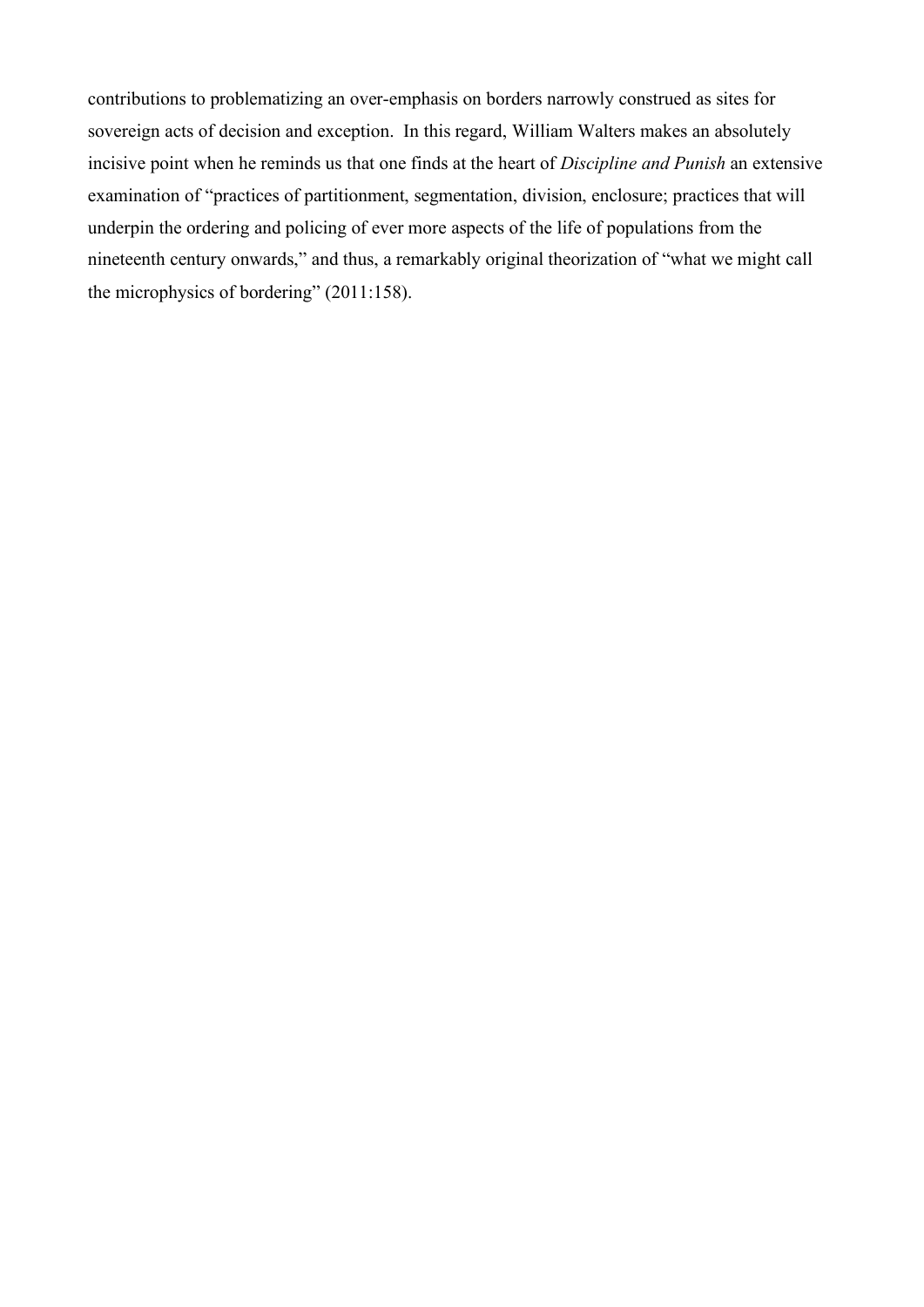contributions to problematizing an over-emphasis on borders narrowly construed as sites for sovereign acts of decision and exception. In this regard, William Walters makes an absolutely incisive point when he reminds us that one finds at the heart of *Discipline and Punish* an extensive examination of "practices of partitionment, segmentation, division, enclosure; practices that will underpin the ordering and policing of ever more aspects of the life of populations from the nineteenth century onwards," and thus, a remarkably original theorization of "what we might call the microphysics of bordering" (2011:158).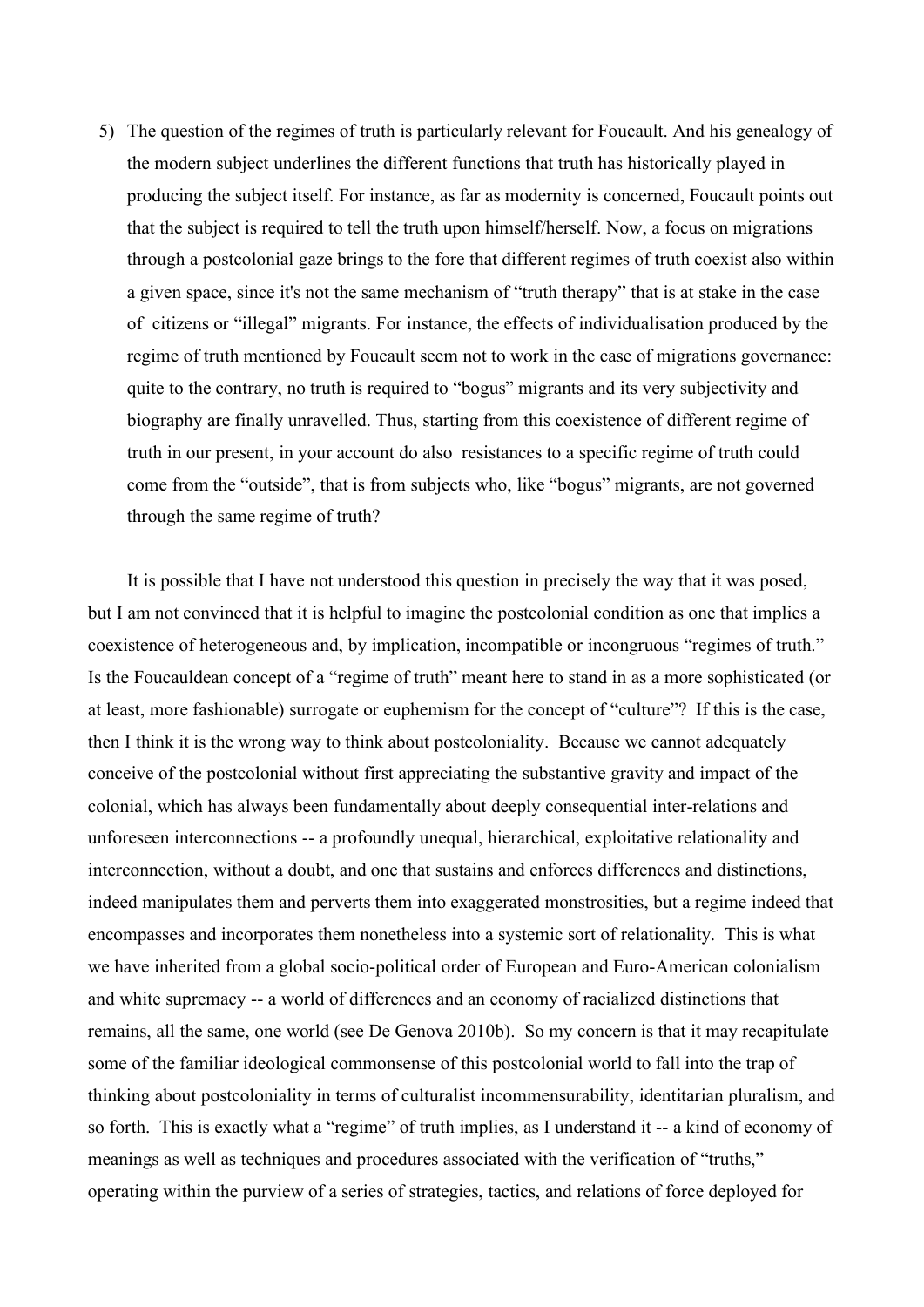5) The question of the regimes of truth is particularly relevant for Foucault. And his genealogy of the modern subject underlines the different functions that truth has historically played in producing the subject itself. For instance, as far as modernity is concerned, Foucault points out that the subject is required to tell the truth upon himself/herself. Now, a focus on migrations through a postcolonial gaze brings to the fore that different regimes of truth coexist also within a given space, since it's not the same mechanism of "truth therapy" that is at stake in the case of citizens or "illegal" migrants. For instance, the effects of individualisation produced by the regime of truth mentioned by Foucault seem not to work in the case of migrations governance: quite to the contrary, no truth is required to "bogus" migrants and its very subjectivity and biography are finally unravelled. Thus, starting from this coexistence of different regime of truth in our present, in your account do also resistances to a specific regime of truth could come from the "outside", that is from subjects who, like "bogus" migrants, are not governed through the same regime of truth?

It is possible that I have not understood this question in precisely the way that it was posed, but I am not convinced that it is helpful to imagine the postcolonial condition as one that implies a coexistence of heterogeneous and, by implication, incompatible or incongruous "regimes of truth." Is the Foucauldean concept of a "regime of truth" meant here to stand in as a more sophisticated (or at least, more fashionable) surrogate or euphemism for the concept of "culture"? If this is the case, then I think it is the wrong way to think about postcoloniality. Because we cannot adequately conceive of the postcolonial without first appreciating the substantive gravity and impact of the colonial, which has always been fundamentally about deeply consequential inter-relations and unforeseen interconnections -- a profoundly unequal, hierarchical, exploitative relationality and interconnection, without a doubt, and one that sustains and enforces differences and distinctions, indeed manipulates them and perverts them into exaggerated monstrosities, but a regime indeed that encompasses and incorporates them nonetheless into a systemic sort of relationality. This is what we have inherited from a global socio-political order of European and Euro-American colonialism and white supremacy -- a world of differences and an economy of racialized distinctions that remains, all the same, one world (see De Genova 2010b). So my concern is that it may recapitulate some of the familiar ideological commonsense of this postcolonial world to fall into the trap of thinking about postcoloniality in terms of culturalist incommensurability, identitarian pluralism, and so forth. This is exactly what a "regime" of truth implies, as I understand it -- a kind of economy of meanings as well as techniques and procedures associated with the verification of "truths," operating within the purview of a series of strategies, tactics, and relations of force deployed for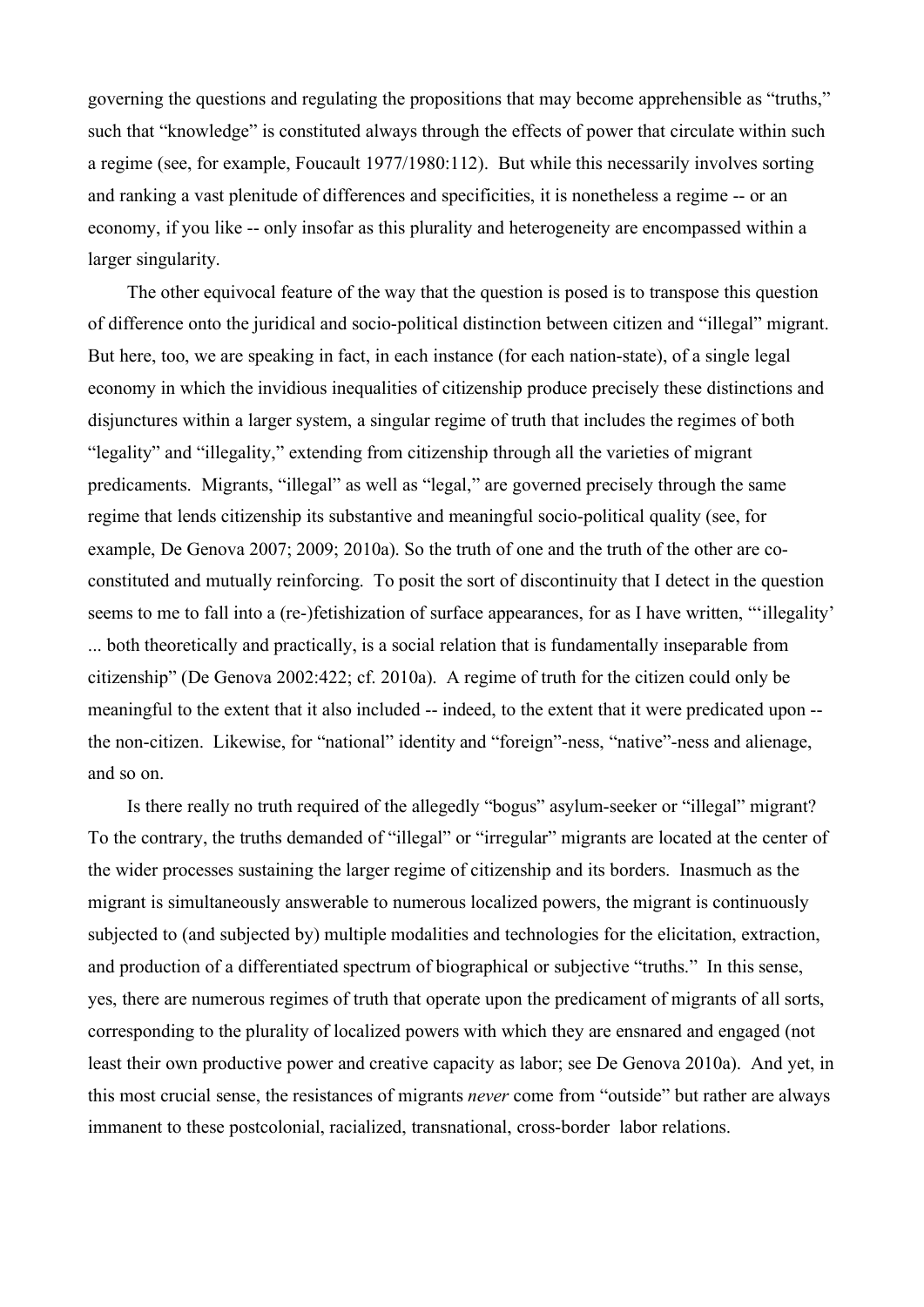governing the questions and regulating the propositions that may become apprehensible as "truths," such that "knowledge" is constituted always through the effects of power that circulate within such a regime (see, for example, Foucault 1977/1980:112). But while this necessarily involves sorting and ranking a vast plenitude of differences and specificities, it is nonetheless a regime -- or an economy, if you like -- only insofar as this plurality and heterogeneity are encompassed within a larger singularity.

The other equivocal feature of the way that the question is posed is to transpose this question of difference onto the juridical and socio-political distinction between citizen and "illegal" migrant. But here, too, we are speaking in fact, in each instance (for each nation-state), of a single legal economy in which the invidious inequalities of citizenship produce precisely these distinctions and disjunctures within a larger system, a singular regime of truth that includes the regimes of both "legality" and "illegality," extending from citizenship through all the varieties of migrant predicaments. Migrants, "illegal" as well as "legal," are governed precisely through the same regime that lends citizenship its substantive and meaningful socio-political quality (see, for example, De Genova 2007; 2009; 2010a). So the truth of one and the truth of the other are co-constituted and mutually reinforcing. To posit the sort of discontinuity that I detect in the question seems to me to fall into a (re-)fetishization of surface appearances, for as I have written, "'illegality' ... both theoretically and practically, is a social relation that is fundamentally inseparable from citizenship" (De Genova 2002:422; cf. 2010a). A regime of truth for the citizen could only be meaningful to the extent that it also included -- indeed, to the extent that it were predicated upon -- the non-citizen. Likewise, for "national" identity and "foreign"-ness, "native"-ness and alienage, and so on.

Is there really no truth required of the allegedly "bogus" asylum-seeker or "illegal" migrant? To the contrary, the truths demanded of "illegal" or "irregular" migrants are located at the center of the wider processes sustaining the larger regime of citizenship and its borders. Inasmuch as the migrant is simultaneously answerable to numerous localized powers, the migrant is continuously subjected to (and subjected by) multiple modalities and technologies for the elicitation, extraction, and production of a differentiated spectrum of biographical or subjective "truths." In this sense, yes, there are numerous regimes of truth that operate upon the predicament of migrants of all sorts, corresponding to the plurality of localized powers with which they are ensnared and engaged (not least their own productive power and creative capacity as labor; see De Genova 2010a). And yet, in this most crucial sense, the resistances of migrants *never* come from "outside" but rather are always immanent to these postcolonial, racialized, transnational, cross-border labor relations.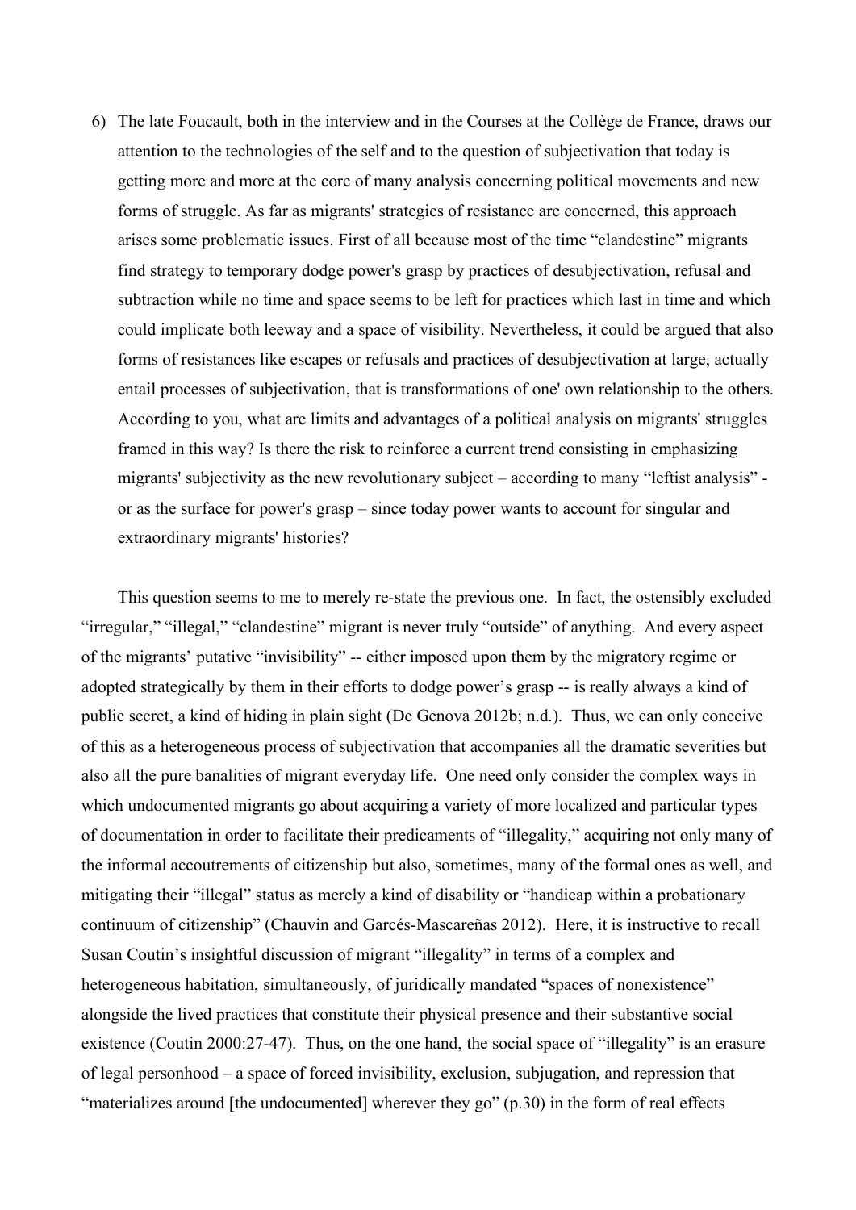6) The late Foucault, both in the interview and in the Courses at the Collège de France, draws our attention to the technologies of the self and to the question of subjectivation that today is getting more and more at the core of many analysis concerning political movements and new forms of struggle. As far as migrants' strategies of resistance are concerned, this approach arises some problematic issues. First of all because most of the time "clandestine" migrants find strategy to temporary dodge power's grasp by practices of desubjectivation, refusal and subtraction while no time and space seems to be left for practices which last in time and which could implicate both leeway and a space of visibility. Nevertheless, it could be argued that also forms of resistances like escapes or refusals and practices of desubjectivation at large, actually entail processes of subjectivation, that is transformations of one' own relationship to the others. According to you, what are limits and advantages of a political analysis on migrants' struggles framed in this way? Is there the risk to reinforce a current trend consisting in emphasizing migrants' subjectivity as the new revolutionary subject – according to many "leftist analysis" - or as the surface for power's grasp – since today power wants to account for singular and extraordinary migrants' histories?

This question seems to me to merely re-state the previous one. In fact, the ostensibly excluded "irregular," "illegal," "clandestine" migrant is never truly "outside" of anything. And every aspect of the migrants' putative "invisibility" -- either imposed upon them by the migratory regime or adopted strategically by them in their efforts to dodge power's grasp -- is really always a kind of public secret, a kind of hiding in plain sight (De Genova 2012b; n.d.). Thus, we can only conceive of this as a heterogeneous process of subjectivation that accompanies all the dramatic severities but also all the pure banalities of migrant everyday life. One need only consider the complex ways in which undocumented migrants go about acquiring a variety of more localized and particular types of documentation in order to facilitate their predicaments of "illegality," acquiring not only many of the informal accoutrements of citizenship but also, sometimes, many of the formal ones as well, and mitigating their "illegal" status as merely a kind of disability or "handicap within a probationary continuum of citizenship" (Chauvin and Garcés-Mascareñas 2012). Here, it is instructive to recall Susan Coutin's insightful discussion of migrant "illegality" in terms of a complex and heterogeneous habitation, simultaneously, of juridically mandated "spaces of nonexistence" alongside the lived practices that constitute their physical presence and their substantive social existence (Coutin 2000:27-47). Thus, on the one hand, the social space of "illegality" is an erasure of legal personhood – a space of forced invisibility, exclusion, subjugation, and repression that "materializes around [the undocumented] wherever they go" (p.30) in the form of real effects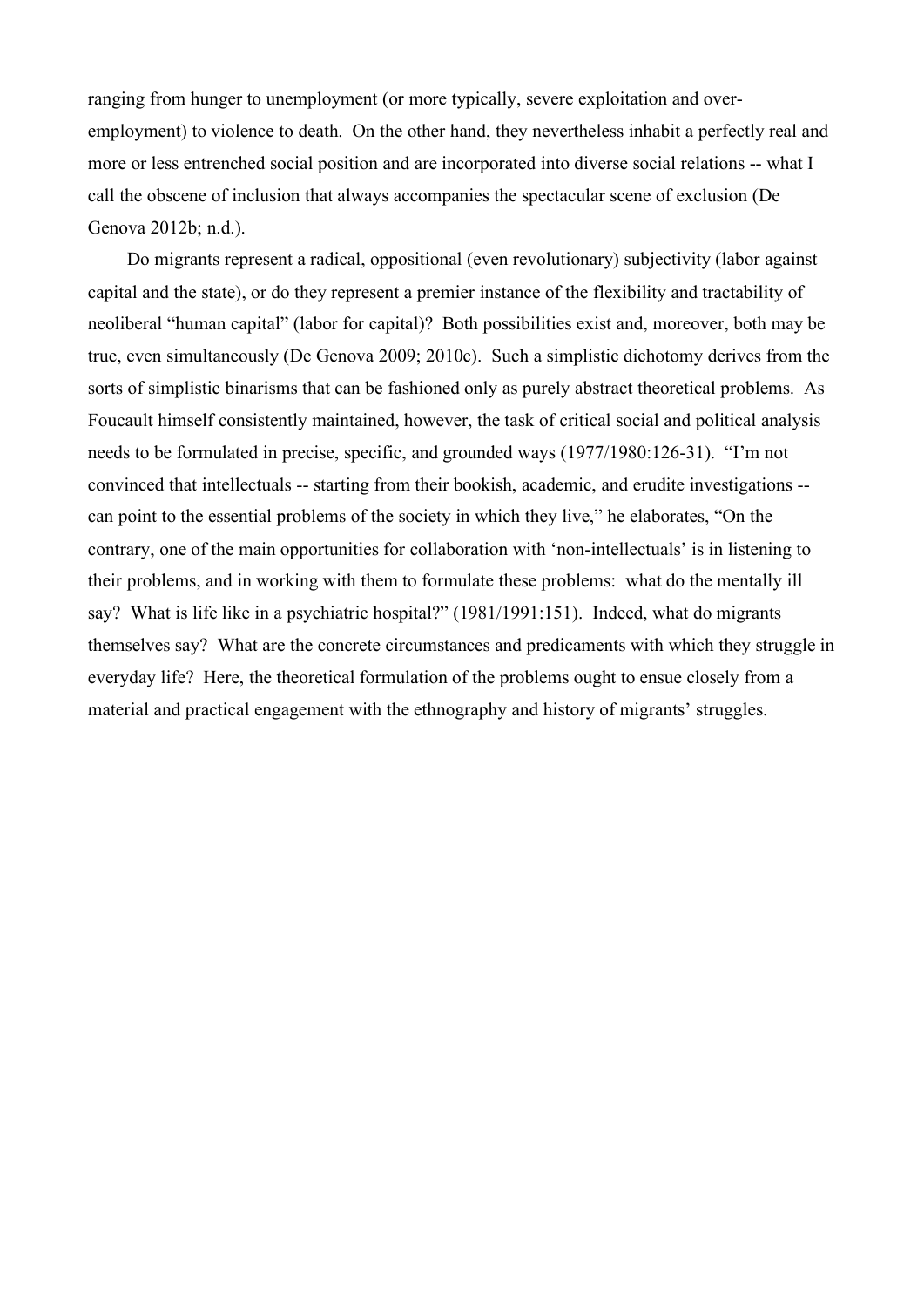ranging from hunger to unemployment (or more typically, severe exploitation and over-employment) to violence to death. On the other hand, they nevertheless inhabit a perfectly real and more or less entrenched social position and are incorporated into diverse social relations -- what I call the obscene of inclusion that always accompanies the spectacular scene of exclusion (De Genova 2012b; n.d.).

Do migrants represent a radical, oppositional (even revolutionary) subjectivity (labor against capital and the state), or do they represent a premier instance of the flexibility and tractability of neoliberal "human capital" (labor for capital)? Both possibilities exist and, moreover, both may be true, even simultaneously (De Genova 2009; 2010c). Such a simplistic dichotomy derives from the sorts of simplistic binarisms that can be fashioned only as purely abstract theoretical problems. As Foucault himself consistently maintained, however, the task of critical social and political analysis needs to be formulated in precise, specific, and grounded ways (1977/1980:126-31). "I'm not convinced that intellectuals -- starting from their bookish, academic, and erudite investigations -- can point to the essential problems of the society in which they live," he elaborates, "On the contrary, one of the main opportunities for collaboration with 'non-intellectuals' is in listening to their problems, and in working with them to formulate these problems: what do the mentally ill say? What is life like in a psychiatric hospital?" (1981/1991:151). Indeed, what do migrants themselves say? What are the concrete circumstances and predicaments with which they struggle in everyday life? Here, the theoretical formulation of the problems ought to ensue closely from a material and practical engagement with the ethnography and history of migrants' struggles.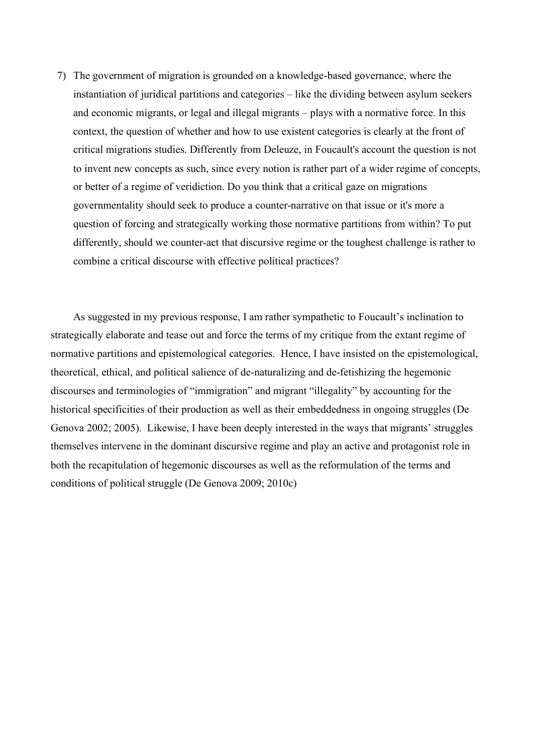7) The government of migration is grounded on a knowledge-based governance, where the instantiation of juridical partitions and categories – like the dividing between asylum seekers and economic migrants, or legal and illegal migrants – plays with a normative force. In this context, the question of whether and how to use existent categories is clearly at the front of critical migrations studies. Differently from Deleuze, in Foucault's account the question is not to invent new concepts as such, since every notion is rather part of a wider regime of concepts, or better of a regime of veridiction. Do you think that a critical gaze on migrations governmentality should seek to produce a counter-narrative on that issue or it's more a question of forcing and strategically working those normative partitions from within? To put differently, should we counter-act that discursive regime or the toughest challenge is rather to combine a critical discourse with effective political practices?

As suggested in my previous response, I am rather sympathetic to Foucault's inclination to strategically elaborate and tease out and force the terms of my critique from the extant regime of normative partitions and epistemological categories. Hence, I have insisted on the epistemological, theoretical, ethical, and political salience of de-naturalizing and de-fetishizing the hegemonic discourses and terminologies of "immigration" and migrant "illegality" by accounting for the historical specificities of their production as well as their embeddedness in ongoing struggles (De Genova 2002; 2005). Likewise, I have been deeply interested in the ways that migrants' struggles themselves intervene in the dominant discursive regime and play an active and protagonist role in both the recapitulation of hegemonic discourses as well as the reformulation of the terms and conditions of political struggle (De Genova 2009; 2010c)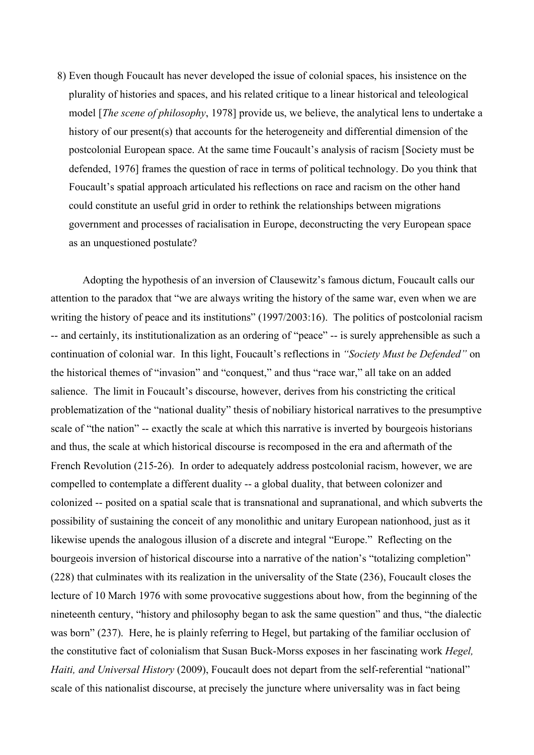8) Even though Foucault has never developed the issue of colonial spaces, his insistence on the plurality of histories and spaces, and his related critique to a linear historical and teleological model [*The scene of philosophy*, 1978] provide us, we believe, the analytical lens to undertake a history of our present(s) that accounts for the heterogeneity and differential dimension of the postcolonial European space. At the same time Foucault's analysis of racism [Society must be defended, 1976] frames the question of race in terms of political technology. Do you think that Foucault's spatial approach articulated his reflections on race and racism on the other hand could constitute an useful grid in order to rethink the relationships between migrations government and processes of racialisation in Europe, deconstructing the very European space as an unquestioned postulate?

Adopting the hypothesis of an inversion of Clausewitz's famous dictum, Foucault calls our attention to the paradox that "we are always writing the history of the same war, even when we are writing the history of peace and its institutions" (1997/2003:16). The politics of postcolonial racism -- and certainly, its institutionalization as an ordering of "peace" -- is surely apprehensible as such a continuation of colonial war. In this light, Foucault's reflections in *"Society Must be Defended"* on the historical themes of "invasion" and "conquest," and thus "race war," all take on an added salience. The limit in Foucault's discourse, however, derives from his constricting the critical problematization of the "national duality" thesis of nobiliary historical narratives to the presumptive scale of "the nation" -- exactly the scale at which this narrative is inverted by bourgeois historians and thus, the scale at which historical discourse is recomposed in the era and aftermath of the French Revolution (215-26). In order to adequately address postcolonial racism, however, we are compelled to contemplate a different duality -- a global duality, that between colonizer and colonized -- posited on a spatial scale that is transnational and supranational, and which subverts the possibility of sustaining the conceit of any monolithic and unitary European nationhood, just as it likewise upends the analogous illusion of a discrete and integral "Europe." Reflecting on the bourgeois inversion of historical discourse into a narrative of the nation's "totalizing completion" (228) that culminates with its realization in the universality of the State (236), Foucault closes the lecture of 10 March 1976 with some provocative suggestions about how, from the beginning of the nineteenth century, "history and philosophy began to ask the same question" and thus, "the dialectic was born" (237). Here, he is plainly referring to Hegel, but partaking of the familiar occlusion of the constitutive fact of colonialism that Susan Buck-Morss exposes in her fascinating work *Hegel, Haiti, and Universal History* (2009), Foucault does not depart from the self-referential "national" scale of this nationalist discourse, at precisely the juncture where universality was in fact being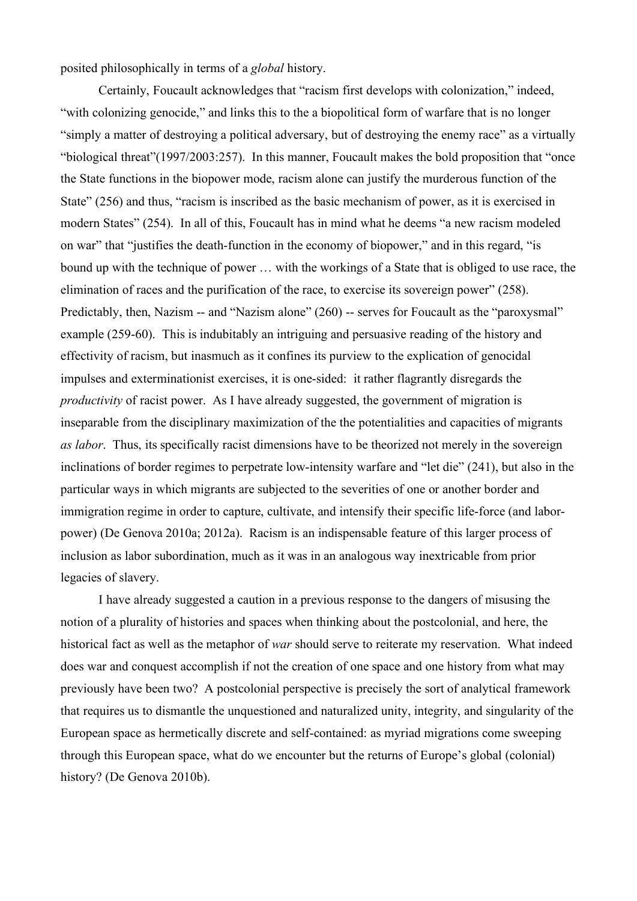posited philosophically in terms of a *global* history.

Certainly, Foucault acknowledges that "racism first develops with colonization," indeed, "with colonizing genocide," and links this to the a biopolitical form of warfare that is no longer "simply a matter of destroying a political adversary, but of destroying the enemy race" as a virtually "biological threat"(1997/2003:257). In this manner, Foucault makes the bold proposition that "once the State functions in the biopower mode, racism alone can justify the murderous function of the State" (256) and thus, "racism is inscribed as the basic mechanism of power, as it is exercised in modern States" (254). In all of this, Foucault has in mind what he deems "a new racism modeled on war" that "justifies the death-function in the economy of biopower," and in this regard, "is bound up with the technique of power … with the workings of a State that is obliged to use race, the elimination of races and the purification of the race, to exercise its sovereign power" (258). Predictably, then, Nazism -- and "Nazism alone" (260) -- serves for Foucault as the "paroxysmal" example (259-60). This is indubitably an intriguing and persuasive reading of the history and effectivity of racism, but inasmuch as it confines its purview to the explication of genocidal impulses and exterminationist exercises, it is one-sided: it rather flagrantly disregards the *productivity* of racist power. As I have already suggested, the government of migration is inseparable from the disciplinary maximization of the the potentialities and capacities of migrants *as labor*. Thus, its specifically racist dimensions have to be theorized not merely in the sovereign inclinations of border regimes to perpetrate low-intensity warfare and "let die" (241), but also in the particular ways in which migrants are subjected to the severities of one or another border and immigration regime in order to capture, cultivate, and intensify their specific life-force (and labor-power) (De Genova 2010a; 2012a). Racism is an indispensable feature of this larger process of inclusion as labor subordination, much as it was in an analogous way inextricable from prior legacies of slavery.

I have already suggested a caution in a previous response to the dangers of misusing the notion of a plurality of histories and spaces when thinking about the postcolonial, and here, the historical fact as well as the metaphor of *war* should serve to reiterate my reservation. What indeed does war and conquest accomplish if not the creation of one space and one history from what may previously have been two? A postcolonial perspective is precisely the sort of analytical framework that requires us to dismantle the unquestioned and naturalized unity, integrity, and singularity of the European space as hermetically discrete and self-contained: as myriad migrations come sweeping through this European space, what do we encounter but the returns of Europe's global (colonial) history? (De Genova 2010b).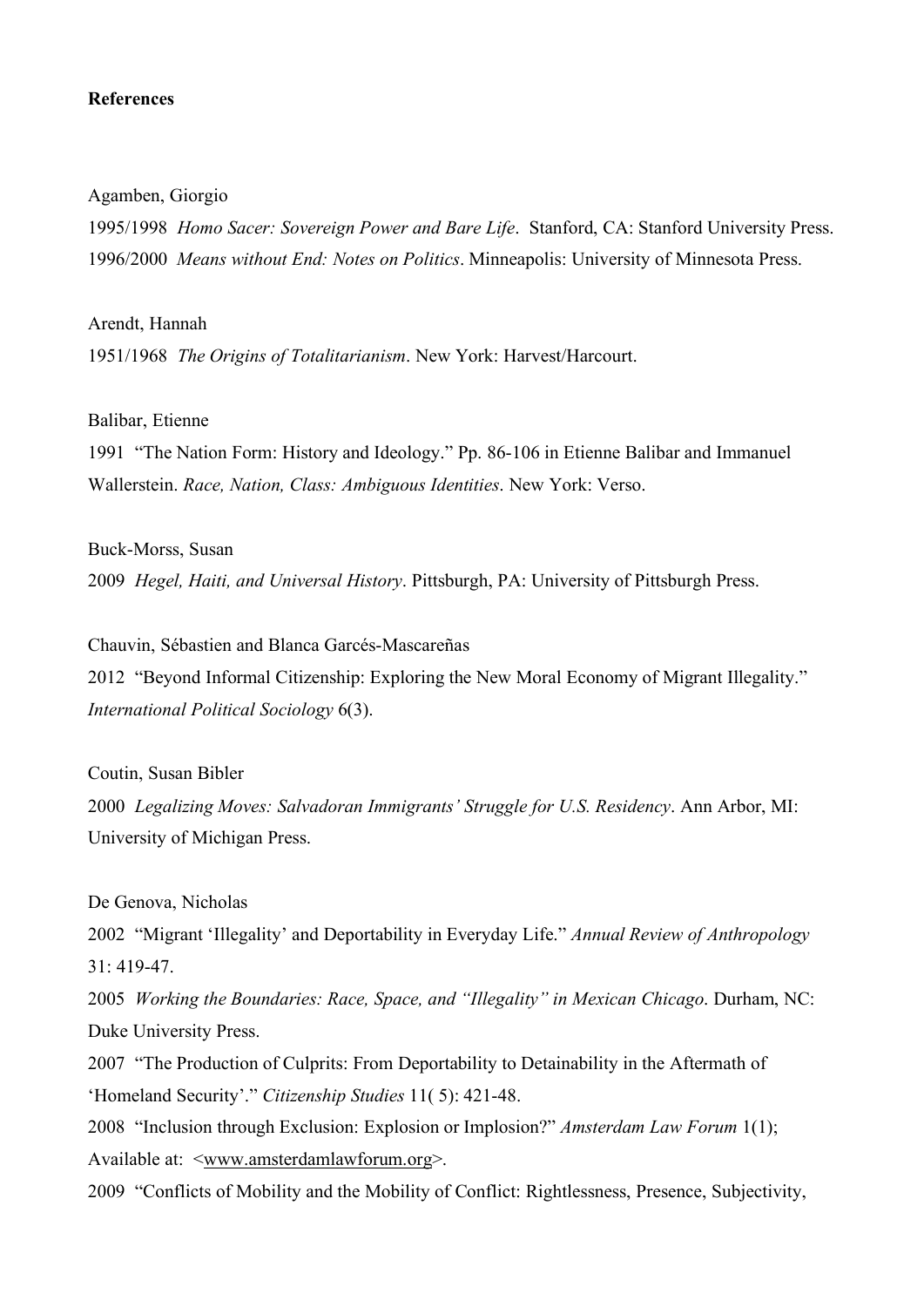**References**

Agamben, Giorgio

1995/1998 *Homo Sacer: Sovereign Power and Bare Life*. Stanford, CA: Stanford University Press.

1996/2000 *Means without End: Notes on Politics*. Minneapolis: University of Minnesota Press.

Arendt, Hannah

1951/1968 *The Origins of Totalitarianism*. New York: Harvest/Harcourt.

Balibar, Etienne

1991 "The Nation Form: History and Ideology." Pp. 86-106 in Etienne Balibar and Immanuel Wallerstein. *Race, Nation, Class: Ambiguous Identities*. New York: Verso.

Buck-Morss, Susan

2009 *Hegel, Haiti, and Universal History*. Pittsburgh, PA: University of Pittsburgh Press.

Chauvin, Sébastien and Blanca Garcés-Mascareñas

2012 "Beyond Informal Citizenship: Exploring the New Moral Economy of Migrant Illegality." *International Political Sociology* 6(3).

Coutin, Susan Bibler

2000 *Legalizing Moves: Salvadoran Immigrants' Struggle for U.S. Residency*. Ann Arbor, MI: University of Michigan Press.

De Genova, Nicholas

2002 "Migrant 'Illegality' and Deportability in Everyday Life." *Annual Review of Anthropology* 31: 419-47.

2005 *Working the Boundaries: Race, Space, and "Illegality" in Mexican Chicago*. Durham, NC: Duke University Press.

2007 "The Production of Culprits: From Deportability to Detainability in the Aftermath of 'Homeland Security'." *Citizenship Studies* 11( 5): 421-48.

2008 "Inclusion through Exclusion: Explosion or Implosion?" *Amsterdam Law Forum* 1(1); Available at: <www.amsterdamlawforum.org>.

2009 "Conflicts of Mobility and the Mobility of Conflict: Rightlessness, Presence, Subjectivity,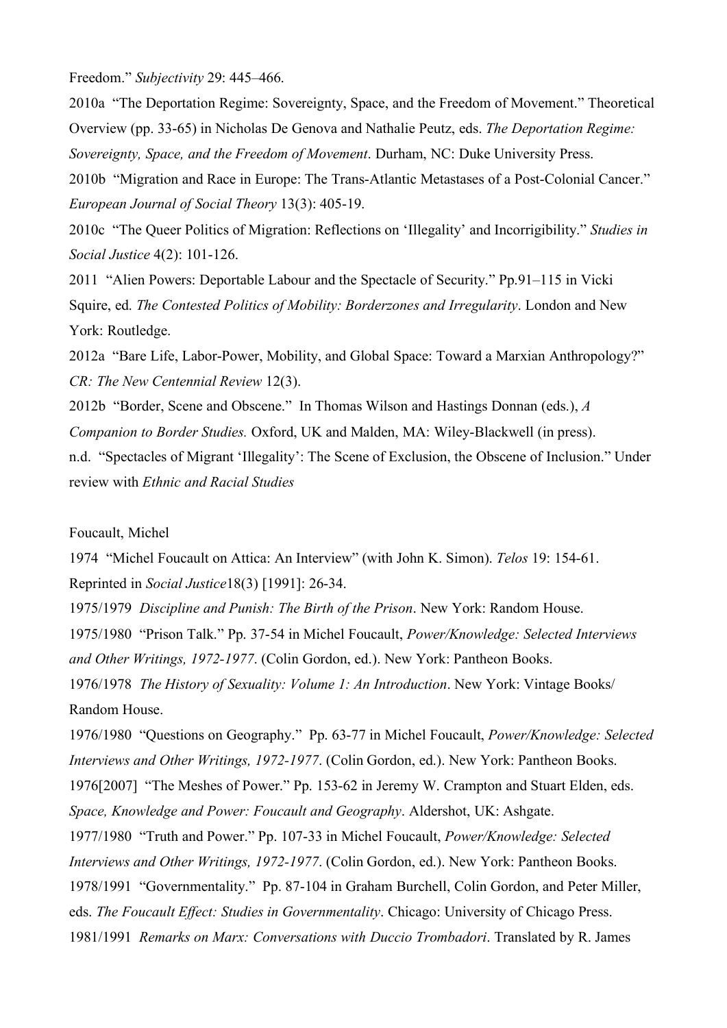Freedom." *Subjectivity* 29: 445–466.

2010a "The Deportation Regime: Sovereignty, Space, and the Freedom of Movement." Theoretical Overview (pp. 33-65) in Nicholas De Genova and Nathalie Peutz, eds. *The Deportation Regime: Sovereignty, Space, and the Freedom of Movement*. Durham, NC: Duke University Press.

2010b "Migration and Race in Europe: The Trans-Atlantic Metastases of a Post-Colonial Cancer." *European Journal of Social Theory* 13(3): 405-19.

2010c "The Queer Politics of Migration: Reflections on 'Illegality' and Incorrigibility." *Studies in Social Justice* 4(2): 101-126.

2011 "Alien Powers: Deportable Labour and the Spectacle of Security." Pp.91–115 in Vicki Squire, ed. *The Contested Politics of Mobility: Borderzones and Irregularity*. London and New York: Routledge.

2012a "Bare Life, Labor-Power, Mobility, and Global Space: Toward a Marxian Anthropology?" *CR: The New Centennial Review* 12(3).

2012b "Border, Scene and Obscene." In Thomas Wilson and Hastings Donnan (eds.), *A Companion to Border Studies.* Oxford, UK and Malden, MA: Wiley-Blackwell (in press).

n.d. "Spectacles of Migrant 'Illegality': The Scene of Exclusion, the Obscene of Inclusion." Under review with *Ethnic and Racial Studies*

Foucault, Michel

1974 "Michel Foucault on Attica: An Interview" (with John K. Simon). *Telos* 19: 154-61. Reprinted in *Social Justice*18(3) [1991]: 26-34.

1975/1979 *Discipline and Punish: The Birth of the Prison*. New York: Random House.

1975/1980 "Prison Talk." Pp. 37-54 in Michel Foucault, *Power/Knowledge: Selected Interviews and Other Writings, 1972-1977*. (Colin Gordon, ed.). New York: Pantheon Books.

1976/1978 *The History of Sexuality: Volume 1: An Introduction*. New York: Vintage Books/ Random House.

1976/1980 "Questions on Geography." Pp. 63-77 in Michel Foucault, *Power/Knowledge: Selected Interviews and Other Writings, 1972-1977*. (Colin Gordon, ed.). New York: Pantheon Books.

1976[2007] "The Meshes of Power." Pp. 153-62 in Jeremy W. Crampton and Stuart Elden, eds. *Space, Knowledge and Power: Foucault and Geography*. Aldershot, UK: Ashgate.

1977/1980 "Truth and Power." Pp. 107-33 in Michel Foucault, *Power/Knowledge: Selected Interviews and Other Writings, 1972-1977*. (Colin Gordon, ed.). New York: Pantheon Books.

1978/1991 "Governmentality." Pp. 87-104 in Graham Burchell, Colin Gordon, and Peter Miller, eds. *The Foucault Effect: Studies in Governmentality*. Chicago: University of Chicago Press.

1981/1991 *Remarks on Marx: Conversations with Duccio Trombadori*. Translated by R. James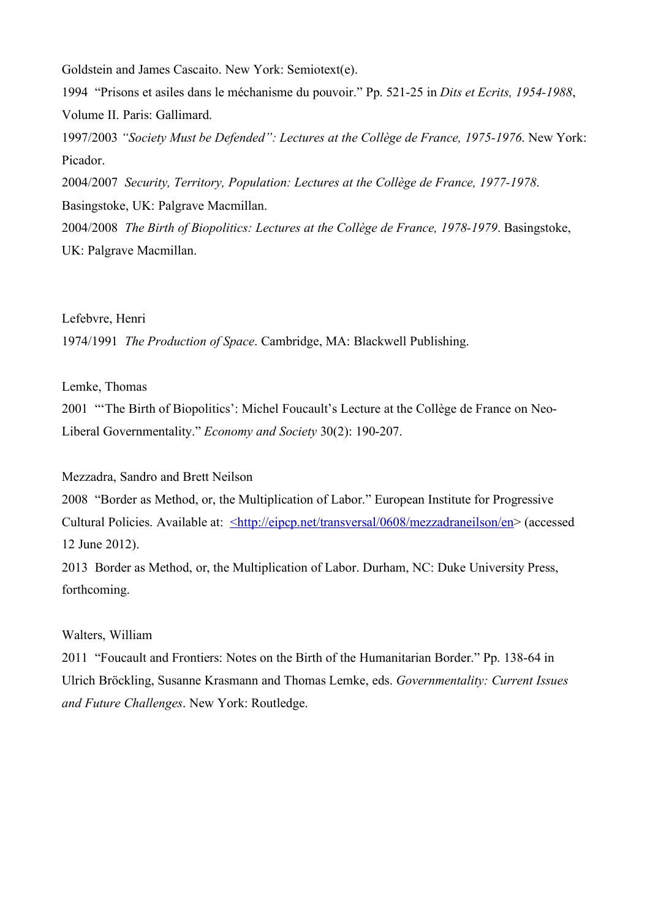Goldstein and James Cascaito. New York: Semiotext(e).

1994 "Prisons et asiles dans le méchanisme du pouvoir." Pp. 521-25 in *Dits et Ecrits, 1954-1988*, Volume II. Paris: Gallimard.

1997/2003 *"Society Must be Defended": Lectures at the Collège de France, 1975-1976*. New York: Picador.

2004/2007 *Security, Territory, Population: Lectures at the Collège de France, 1977-1978*. Basingstoke, UK: Palgrave Macmillan.

2004/2008 *The Birth of Biopolitics: Lectures at the Collège de France, 1978-1979*. Basingstoke, UK: Palgrave Macmillan.

Lefebvre, Henri

1974/1991 *The Production of Space*. Cambridge, MA: Blackwell Publishing.

Lemke, Thomas

2001 "'The Birth of Biopolitics': Michel Foucault's Lecture at the Collège de France on Neo-Liberal Governmentality." *Economy and Society* 30(2): 190-207.

Mezzadra, Sandro and Brett Neilson

2008 "Border as Method, or, the Multiplication of Labor." European Institute for Progressive Cultural Policies. Available at: <http://eipcp.net/transversal/0608/mezzadraneilson/en> (accessed 12 June 2012).

2013 Border as Method, or, the Multiplication of Labor. Durham, NC: Duke University Press, forthcoming.

Walters, William

2011 "Foucault and Frontiers: Notes on the Birth of the Humanitarian Border." Pp. 138-64 in Ulrich Bröckling, Susanne Krasmann and Thomas Lemke, eds. *Governmentality: Current Issues and Future Challenges*. New York: Routledge.